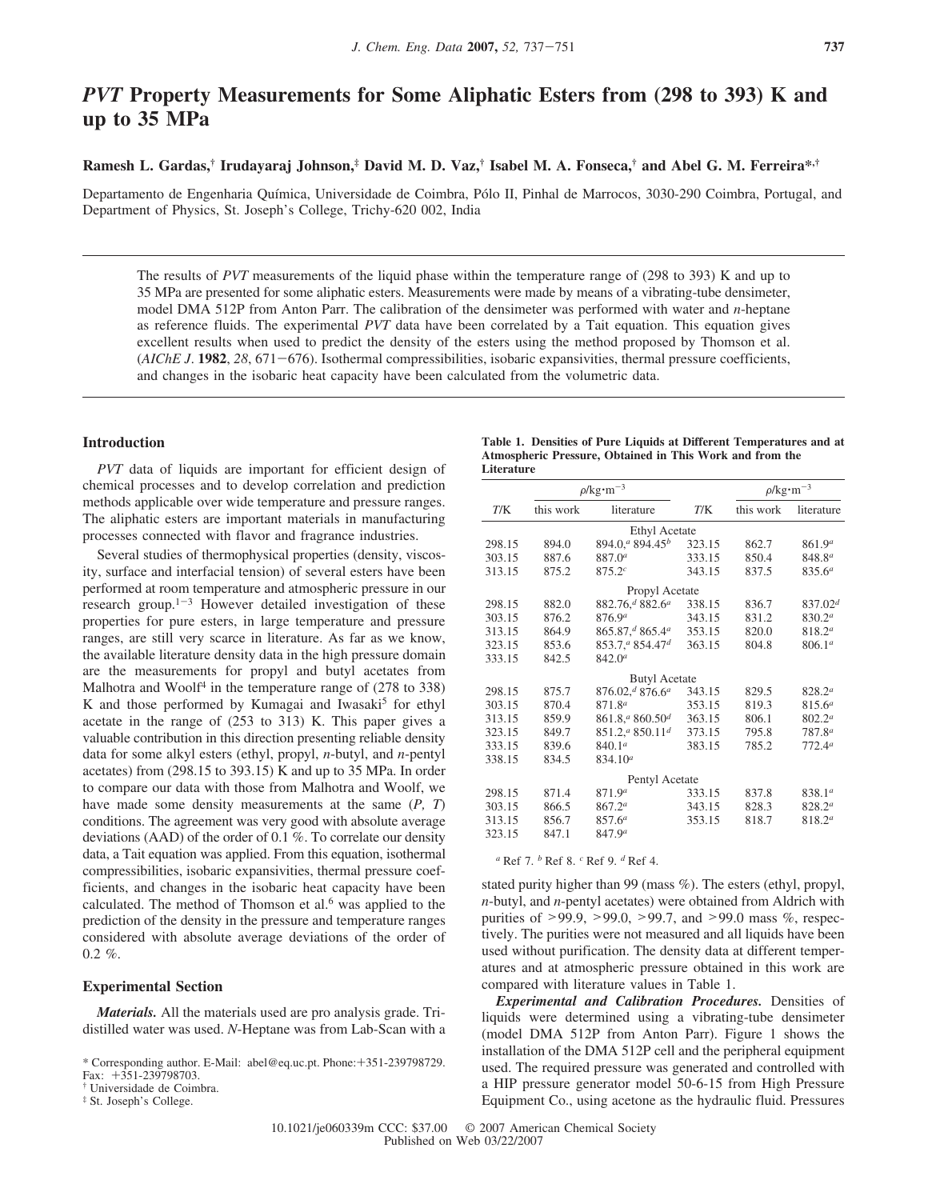# *PVT* Property Measurements for Some Aliphatic Esters from (298 to 393) K and up to 35 MPa

**Ramesh L. Gardas,[†] Irudayaraj Johnson,[‡] David M. D. Vaz,[†] Isabel M. A. Fonseca,[†] and Abel G. M. Ferreira*[,†]**

Departamento de Engenharia Química, Universidade de Coimbra, Pólo II, Pinhal de Marrocos, 3030-290 Coimbra, Portugal, and Department of Physics, St. Joseph's College, Trichy-620 002, India

The results of *PVT* measurements of the liquid phase within the temperature range of (298 to 393) K and up to 35 MPa are presented for some aliphatic esters. Measurements were made by means of a vibrating-tube densimeter, model DMA 512P from Anton Parr. The calibration of the densimeter was performed with water and *n*-heptane as reference fluids. The experimental *PVT* data have been correlated by a Tait equation. This equation gives excellent results when used to predict the density of the esters using the method proposed by Thomson et al. (*AIChE J*. **1982**, *28*, 671−676). Isothermal compressibilities, isobaric expansivities, thermal pressure coefficients, and changes in the isobaric heat capacity have been calculated from the volumetric data.

## Introduction

*PVT* data of liquids are important for efficient design of chemical processes and to develop correlation and prediction methods applicable over wide temperature and pressure ranges. The aliphatic esters are important materials in manufacturing processes connected with flavor and fragrance industries.

Several studies of thermophysical properties (density, viscosity, surface and interfacial tension) of several esters have been performed at room temperature and atmospheric pressure in our research group.[1−3] However detailed investigation of these properties for pure esters, in large temperature and pressure ranges, are still very scarce in literature. As far as we know, the available literature density data in the high pressure domain are the measurements for propyl and butyl acetates from Malhotra and Woolf[4] in the temperature range of (278 to 338) K and those performed by Kumagai and Iwasaki[5] for ethyl acetate in the range of (253 to 313) K. This paper gives a valuable contribution in this direction presenting reliable density data for some alkyl esters (ethyl, propyl, *n*-butyl, and *n*-pentyl acetates) from (298.15 to 393.15) K and up to 35 MPa. In order to compare our data with those from Malhotra and Woolf, we have made some density measurements at the same (*P, T*) conditions. The agreement was very good with absolute average deviations (AAD) of the order of 0.1 %. To correlate our density data, a Tait equation was applied. From this equation, isothermal compressibilities, isobaric expansivities, thermal pressure coefficients, and changes in the isobaric heat capacity have been calculated. The method of Thomson et al.[6] was applied to the prediction of the density in the pressure and temperature ranges considered with absolute average deviations of the order of 0.2 %.

## Experimental Section

***Materials.*** All the materials used are pro analysis grade. Tridistilled water was used. *N*-Heptane was from Lab-Scan with a stated purity higher than 99 (mass %). The esters (ethyl, propyl, *n*-butyl, and *n*-pentyl acetates) were obtained from Aldrich with purities of >99.9, >99.0, >99.7, and >99.0 mass %, respectively. The purities were not measured and all liquids have been used without purification. The density data at different temperatures and at atmospheric pressure obtained in this work are compared with literature values in Table 1.

**Table 1. Densities of Pure Liquids at Different Temperatures and at Atmospheric Pressure, Obtained in This Work and from the Literature**

| | $\rho$/kg·m$^{-3}$ | | | $\rho$/kg·m$^{-3}$ | |
|---|---|---|---|---|---|
| *T*/K | this work | literature | *T*/K | this work | literature |
| **Ethyl Acetate** | | | | | |
| 298.15 | 894.0 | 894.0,[a] 894.45[b] | 323.15 | 862.7 | 861.9[a] |
| 303.15 | 887.6 | 887.0[a] | 333.15 | 850.4 | 848.8[a] |
| 313.15 | 875.2 | 875.2[c] | 343.15 | 837.5 | 835.6[a] |
| **Propyl Acetate** | | | | | |
| 298.15 | 882.0 | 882.76,[d] 882.6[a] | 338.15 | 836.7 | 837.02[d] |
| 303.15 | 876.2 | 876.9[a] | 343.15 | 831.2 | 830.2[a] |
| 313.15 | 864.9 | 865.87,[d] 865.4[a] | 353.15 | 820.0 | 818.2[a] |
| 323.15 | 853.6 | 853.7,[a] 854.47[d] | 363.15 | 804.8 | 806.1[a] |
| 333.15 | 842.5 | 842.0[a] | | | |
| **Butyl Acetate** | | | | | |
| 298.15 | 875.7 | 876.02,[d] 876.6[a] | 343.15 | 829.5 | 828.2[a] |
| 303.15 | 870.4 | 871.8[a] | 353.15 | 819.3 | 815.6[a] |
| 313.15 | 859.9 | 861.8,[a] 860.50[d] | 363.15 | 806.1 | 802.2[a] |
| 323.15 | 849.7 | 851.2,[a] 850.11[d] | 373.15 | 795.8 | 787.8[a] |
| 333.15 | 839.6 | 840.1[a] | 383.15 | 785.2 | 772.4[a] |
| 338.15 | 834.5 | 834.10[a] | | | |
| **Pentyl Acetate** | | | | | |
| 298.15 | 871.4 | 871.9[a] | 333.15 | 837.8 | 838.1[a] |
| 303.15 | 866.5 | 867.2[a] | 343.15 | 828.3 | 828.2[a] |
| 313.15 | 856.7 | 857.6[a] | 353.15 | 818.7 | 818.2[a] |
| 323.15 | 847.1 | 847.9[a] | | | |

[a] Ref 7. [b] Ref 8. [c] Ref 9. [d] Ref 4.

***Experimental and Calibration Procedures.*** Densities of liquids were determined using a vibrating-tube densimeter (model DMA 512P from Anton Parr). Figure 1 shows the installation of the DMA 512P cell and the peripheral equipment used. The required pressure was generated and controlled with a HIP pressure generator model 50-6-15 from High Pressure Equipment Co., using acetone as the hydraulic fluid. Pressures

* Corresponding author. E-Mail: abel@eq.uc.pt. Phone:+351-239798729. Fax: +351-239798703.

† Universidade de Coimbra.

‡ St. Joseph's College.

10.1021/je060339m CCC: $37.00 © 2007 American Chemical Society
Published on Web 03/22/2007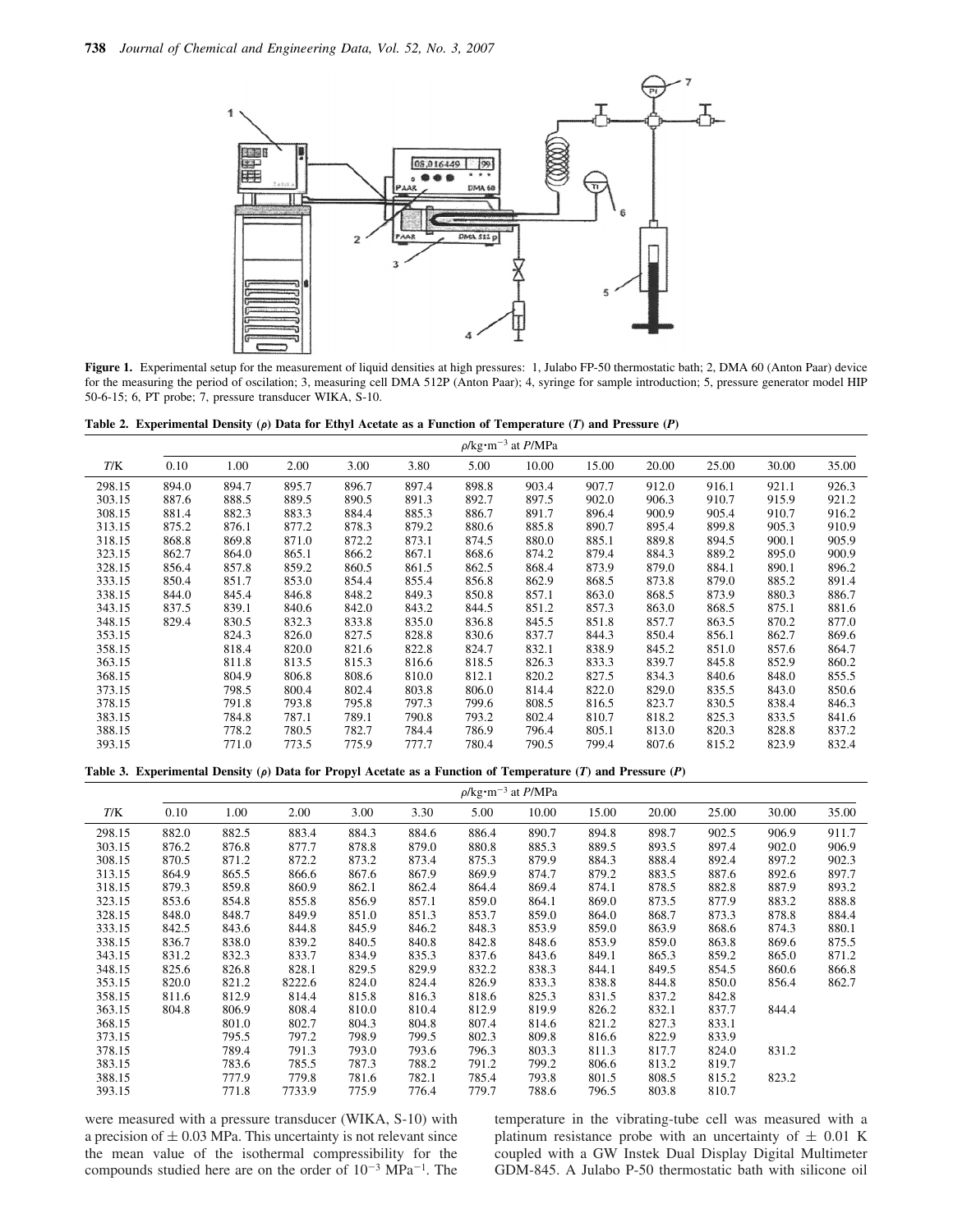**Figure 1.** Experimental setup for the measurement of liquid densities at high pressures: 1, Julabo FP-50 thermostatic bath; 2, DMA 60 (Anton Paar) device for the measuring the period of oscilation; 3, measuring cell DMA 512P (Anton Paar); 4, syringe for sample introduction; 5, pressure generator model HIP 50-6-15; 6, PT probe; 7, pressure transducer WIKA, S-10.

**Table 2. Experimental Density (ρ) Data for Ethyl Acetate as a Function of Temperature (T) and Pressure (P)**

| | $\rho$/kg·m$^{-3}$ at $P$/MPa | | | | | | | | | | | |
|---|---|---|---|---|---|---|---|---|---|---|---|---|
| $T$/K | 0.10 | 1.00 | 2.00 | 3.00 | 3.80 | 5.00 | 10.00 | 15.00 | 20.00 | 25.00 | 30.00 | 35.00 |
| 298.15 | 894.0 | 894.7 | 895.7 | 896.7 | 897.4 | 898.8 | 903.4 | 907.7 | 912.0 | 916.1 | 921.1 | 926.3 |
| 303.15 | 887.6 | 888.5 | 889.5 | 890.5 | 891.3 | 892.7 | 897.5 | 902.0 | 906.3 | 910.7 | 915.9 | 921.2 |
| 308.15 | 881.4 | 882.3 | 883.3 | 884.4 | 885.3 | 886.7 | 891.7 | 896.4 | 900.9 | 905.4 | 910.7 | 916.2 |
| 313.15 | 875.2 | 876.1 | 877.2 | 878.3 | 879.2 | 880.6 | 885.8 | 890.7 | 895.4 | 899.8 | 905.3 | 910.9 |
| 318.15 | 868.8 | 869.8 | 871.0 | 872.2 | 873.1 | 874.5 | 880.0 | 885.1 | 889.8 | 894.5 | 900.1 | 905.9 |
| 323.15 | 862.7 | 864.0 | 865.1 | 866.2 | 867.1 | 868.6 | 874.2 | 879.4 | 884.3 | 889.2 | 895.0 | 900.9 |
| 328.15 | 856.4 | 857.8 | 859.2 | 860.5 | 861.5 | 862.5 | 868.4 | 873.9 | 879.0 | 884.1 | 890.1 | 896.2 |
| 333.15 | 850.4 | 851.7 | 853.0 | 854.4 | 855.4 | 856.8 | 862.9 | 868.5 | 873.8 | 879.0 | 885.2 | 891.4 |
| 338.15 | 844.0 | 845.4 | 846.8 | 848.2 | 849.3 | 850.8 | 857.1 | 863.0 | 868.5 | 873.9 | 880.3 | 886.7 |
| 343.15 | 837.5 | 839.1 | 840.6 | 842.0 | 843.2 | 844.5 | 851.2 | 857.3 | 863.0 | 868.5 | 875.1 | 881.6 |
| 348.15 | 829.4 | 830.5 | 832.3 | 833.8 | 835.0 | 836.8 | 845.5 | 851.8 | 857.7 | 863.5 | 870.2 | 877.0 |
| 353.15 | | 824.3 | 826.0 | 827.5 | 828.8 | 830.6 | 837.7 | 844.3 | 850.4 | 856.1 | 862.7 | 869.6 |
| 358.15 | | 818.4 | 820.0 | 821.6 | 822.8 | 824.7 | 832.1 | 838.9 | 845.2 | 851.0 | 857.6 | 864.7 |
| 363.15 | | 811.8 | 813.5 | 815.3 | 816.6 | 818.5 | 826.3 | 833.3 | 839.7 | 845.8 | 852.9 | 860.2 |
| 368.15 | | 804.9 | 806.8 | 808.6 | 810.0 | 812.1 | 820.2 | 827.5 | 834.3 | 840.6 | 848.0 | 855.5 |
| 373.15 | | 798.5 | 800.4 | 802.4 | 803.8 | 806.0 | 814.4 | 822.0 | 829.0 | 835.5 | 843.0 | 850.6 |
| 378.15 | | 791.8 | 793.8 | 795.8 | 797.3 | 799.6 | 808.5 | 816.5 | 823.7 | 830.5 | 838.4 | 846.3 |
| 383.15 | | 784.8 | 787.1 | 789.1 | 790.8 | 793.2 | 802.4 | 810.7 | 818.2 | 825.3 | 833.5 | 841.6 |
| 388.15 | | 778.2 | 780.5 | 782.7 | 784.4 | 786.9 | 796.4 | 805.1 | 813.0 | 820.3 | 828.8 | 837.2 |
| 393.15 | | 771.0 | 773.5 | 775.9 | 777.7 | 780.4 | 790.5 | 799.4 | 807.6 | 815.2 | 823.9 | 832.4 |

**Table 3. Experimental Density (ρ) Data for Propyl Acetate as a Function of Temperature (T) and Pressure (P)**

| | $\rho$/kg·m$^{-3}$ at $P$/MPa | | | | | | | | | | | |
|---|---|---|---|---|---|---|---|---|---|---|---|---|
| $T$/K | 0.10 | 1.00 | 2.00 | 3.00 | 3.30 | 5.00 | 10.00 | 15.00 | 20.00 | 25.00 | 30.00 | 35.00 |
| 298.15 | 882.0 | 882.5 | 883.4 | 884.3 | 884.6 | 886.4 | 890.7 | 894.8 | 898.7 | 902.5 | 906.9 | 911.7 |
| 303.15 | 876.2 | 876.8 | 877.7 | 878.8 | 879.0 | 880.8 | 885.3 | 889.5 | 893.5 | 897.4 | 902.0 | 906.9 |
| 308.15 | 870.5 | 871.2 | 872.2 | 873.2 | 873.4 | 875.3 | 879.9 | 884.3 | 888.4 | 892.4 | 897.2 | 902.3 |
| 313.15 | 864.9 | 865.5 | 866.6 | 867.6 | 867.9 | 869.9 | 874.7 | 879.2 | 883.5 | 887.6 | 892.6 | 897.7 |
| 318.15 | 879.3 | 859.8 | 860.9 | 862.1 | 862.4 | 864.4 | 869.4 | 874.1 | 878.5 | 882.8 | 887.9 | 893.2 |
| 323.15 | 853.6 | 854.8 | 855.8 | 856.9 | 857.1 | 859.0 | 864.1 | 869.0 | 873.5 | 877.9 | 883.2 | 888.8 |
| 328.15 | 848.0 | 848.7 | 849.9 | 851.0 | 851.3 | 853.7 | 859.0 | 864.0 | 868.7 | 873.3 | 878.8 | 884.4 |
| 333.15 | 842.5 | 843.6 | 844.8 | 845.9 | 846.2 | 848.3 | 853.9 | 859.0 | 863.9 | 868.6 | 874.3 | 880.1 |
| 338.15 | 836.7 | 838.0 | 839.2 | 840.5 | 840.8 | 842.8 | 848.6 | 853.9 | 859.0 | 863.8 | 869.6 | 875.5 |
| 343.15 | 831.2 | 832.3 | 833.7 | 834.9 | 835.3 | 837.6 | 843.6 | 849.1 | 865.3 | 859.2 | 865.0 | 871.2 |
| 348.15 | 825.6 | 826.8 | 828.1 | 829.5 | 829.9 | 832.2 | 838.3 | 844.1 | 849.5 | 854.5 | 860.6 | 866.8 |
| 353.15 | 820.0 | 821.2 | 8222.6 | 824.0 | 824.4 | 826.9 | 833.3 | 838.8 | 844.8 | 850.0 | 856.4 | 862.7 |
| 358.15 | 811.6 | 812.9 | 814.4 | 815.8 | 816.3 | 818.6 | 825.3 | 831.5 | 837.2 | 842.8 | | |
| 363.15 | 804.8 | 806.9 | 808.4 | 810.0 | 810.4 | 812.9 | 819.9 | 826.2 | 832.1 | 837.7 | 844.4 | |
| 368.15 | | 801.0 | 802.7 | 804.3 | 804.8 | 807.4 | 814.6 | 821.2 | 827.3 | 833.1 | | |
| 373.15 | | 795.5 | 797.2 | 798.9 | 799.5 | 802.3 | 809.8 | 816.6 | 822.9 | 833.9 | | |
| 378.15 | | 789.4 | 791.3 | 793.0 | 793.6 | 796.3 | 803.3 | 811.3 | 817.7 | 824.0 | 831.2 | |
| 383.15 | | 783.6 | 785.5 | 787.3 | 788.2 | 791.2 | 799.2 | 806.6 | 813.2 | 819.7 | | |
| 388.15 | | 777.9 | 779.8 | 781.6 | 782.1 | 785.4 | 793.8 | 801.5 | 808.5 | 815.2 | 823.2 | |
| 393.15 | | 771.8 | 7733.9 | 775.9 | 776.4 | 779.7 | 788.6 | 796.5 | 803.8 | 810.7 | | |

were measured with a pressure transducer (WIKA, S-10) with a precision of ± 0.03 MPa. This uncertainty is not relevant since the mean value of the isothermal compressibility for the compounds studied here are on the order of $10^{-3}$ MPa$^{-1}$. The temperature in the vibrating-tube cell was measured with a platinum resistance probe with an uncertainty of ± 0.01 K coupled with a GW Instek Dual Display Digital Multimeter GDM-845. A Julabo P-50 thermostatic bath with silicone oil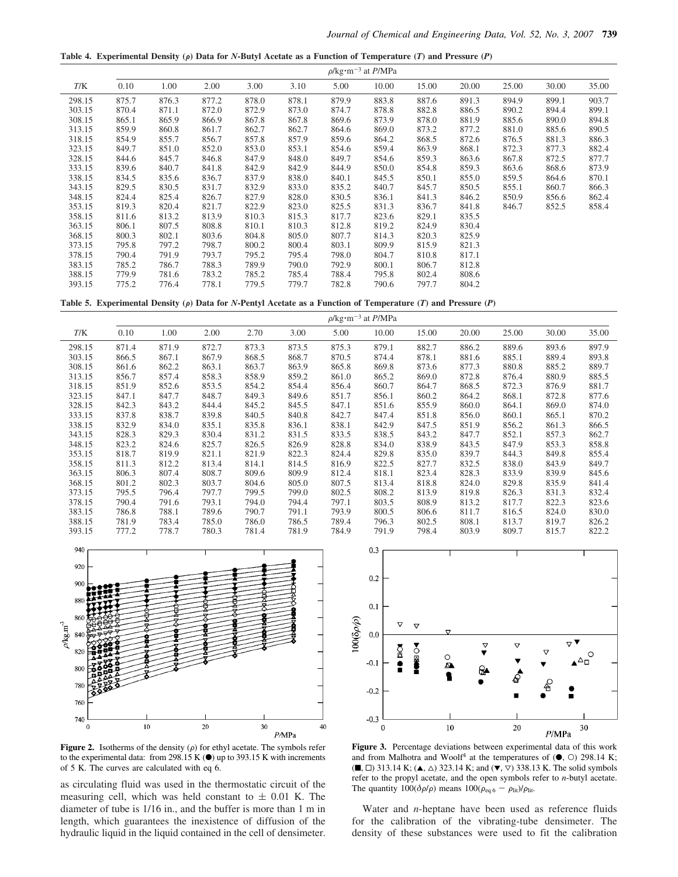**Table 4. Experimental Density (ρ) Data for N-Butyl Acetate as a Function of Temperature (T) and Pressure (P)**

| | $\rho$/kg·m$^{-3}$ at $P$/MPa | | | | | | | | | | | |
|---|---|---|---|---|---|---|---|---|---|---|---|---|
| $T$/K | 0.10 | 1.00 | 2.00 | 3.00 | 3.10 | 5.00 | 10.00 | 15.00 | 20.00 | 25.00 | 30.00 | 35.00 |
| 298.15 | 875.7 | 876.3 | 877.2 | 878.0 | 878.1 | 879.9 | 883.8 | 887.6 | 891.3 | 894.9 | 899.1 | 903.7 |
| 303.15 | 870.4 | 871.1 | 872.0 | 872.9 | 873.0 | 874.7 | 878.8 | 882.8 | 886.5 | 890.2 | 894.4 | 899.1 |
| 308.15 | 865.1 | 865.9 | 866.9 | 867.8 | 867.8 | 869.6 | 873.9 | 878.0 | 881.9 | 885.6 | 890.0 | 894.8 |
| 313.15 | 859.9 | 860.8 | 861.7 | 862.7 | 862.7 | 864.6 | 869.0 | 873.2 | 877.2 | 881.0 | 885.6 | 890.5 |
| 318.15 | 854.9 | 855.7 | 856.7 | 857.8 | 857.9 | 859.6 | 864.2 | 868.5 | 872.6 | 876.5 | 881.3 | 886.3 |
| 323.15 | 849.7 | 851.0 | 852.0 | 853.0 | 853.1 | 854.6 | 859.4 | 863.9 | 868.1 | 872.3 | 877.3 | 882.4 |
| 328.15 | 844.6 | 845.7 | 846.8 | 847.9 | 848.0 | 849.7 | 854.6 | 859.3 | 863.6 | 867.8 | 872.5 | 877.7 |
| 333.15 | 839.6 | 840.7 | 841.8 | 842.9 | 842.9 | 844.9 | 850.0 | 854.8 | 859.3 | 863.6 | 868.6 | 873.9 |
| 338.15 | 834.5 | 835.6 | 836.7 | 837.9 | 838.0 | 840.1 | 845.5 | 850.1 | 855.0 | 859.5 | 864.6 | 870.1 |
| 343.15 | 829.5 | 830.5 | 831.7 | 832.9 | 833.0 | 835.2 | 840.7 | 845.7 | 850.5 | 855.1 | 860.7 | 866.3 |
| 348.15 | 824.4 | 825.4 | 826.7 | 827.9 | 828.0 | 830.5 | 836.1 | 841.3 | 846.2 | 850.9 | 856.6 | 862.4 |
| 353.15 | 819.3 | 820.4 | 821.7 | 822.9 | 823.0 | 825.5 | 831.3 | 836.7 | 841.8 | 846.7 | 852.5 | 858.4 |
| 358.15 | 811.6 | 813.2 | 813.9 | 810.3 | 815.3 | 817.7 | 823.6 | 829.1 | 835.5 | | | |
| 363.15 | 806.1 | 807.5 | 808.8 | 810.1 | 810.3 | 812.8 | 819.2 | 824.9 | 830.4 | | | |
| 368.15 | 800.3 | 802.1 | 803.6 | 804.8 | 805.0 | 807.7 | 814.3 | 820.3 | 825.9 | | | |
| 373.15 | 795.8 | 797.2 | 798.7 | 800.2 | 800.4 | 803.1 | 809.9 | 815.9 | 821.3 | | | |
| 378.15 | 790.4 | 791.9 | 793.7 | 795.2 | 795.4 | 798.0 | 804.7 | 810.8 | 817.1 | | | |
| 383.15 | 785.2 | 786.7 | 788.3 | 789.9 | 790.0 | 792.9 | 800.1 | 806.7 | 812.8 | | | |
| 388.15 | 779.9 | 781.6 | 783.2 | 785.2 | 785.4 | 788.4 | 795.8 | 802.4 | 808.6 | | | |
| 393.15 | 775.2 | 776.4 | 778.1 | 779.5 | 779.7 | 782.8 | 790.6 | 797.7 | 804.2 | | | |

**Table 5. Experimental Density (ρ) Data for N-Pentyl Acetate as a Function of Temperature (T) and Pressure (P)**

| | $\rho$/kg·m$^{-3}$ at $P$/MPa | | | | | | | | | | | |
|---|---|---|---|---|---|---|---|---|---|---|---|---|
| $T$/K | 0.10 | 1.00 | 2.00 | 2.70 | 3.00 | 5.00 | 10.00 | 15.00 | 20.00 | 25.00 | 30.00 | 35.00 |
| 298.15 | 871.4 | 871.9 | 872.7 | 873.3 | 873.5 | 875.3 | 879.1 | 882.7 | 886.2 | 889.6 | 893.6 | 897.9 |
| 303.15 | 866.5 | 867.1 | 867.9 | 868.5 | 868.7 | 870.5 | 874.4 | 878.1 | 881.6 | 885.1 | 889.4 | 893.8 |
| 308.15 | 861.6 | 862.2 | 863.1 | 863.7 | 863.9 | 865.8 | 869.8 | 873.6 | 877.3 | 880.8 | 885.2 | 889.7 |
| 313.15 | 856.7 | 857.4 | 858.3 | 858.9 | 859.2 | 861.0 | 865.2 | 869.0 | 872.8 | 876.4 | 880.9 | 885.5 |
| 318.15 | 851.9 | 852.6 | 853.5 | 854.2 | 854.4 | 856.4 | 860.7 | 864.7 | 868.5 | 872.3 | 876.9 | 881.7 |
| 323.15 | 847.1 | 847.7 | 848.7 | 849.3 | 849.6 | 851.7 | 856.1 | 860.2 | 864.2 | 868.1 | 872.8 | 877.6 |
| 328.15 | 842.3 | 843.2 | 844.4 | 845.2 | 845.5 | 847.1 | 851.6 | 855.9 | 860.0 | 864.1 | 869.0 | 874.0 |
| 333.15 | 837.8 | 838.7 | 839.8 | 840.5 | 840.8 | 842.7 | 847.4 | 851.8 | 856.0 | 860.1 | 865.1 | 870.2 |
| 338.15 | 832.9 | 834.0 | 835.1 | 835.8 | 836.1 | 838.1 | 842.9 | 847.5 | 851.9 | 856.2 | 861.3 | 866.5 |
| 343.15 | 828.3 | 829.3 | 830.4 | 831.2 | 831.5 | 833.5 | 838.5 | 843.2 | 847.7 | 852.1 | 857.3 | 862.7 |
| 348.15 | 823.2 | 824.6 | 825.7 | 826.5 | 826.9 | 828.8 | 834.0 | 838.9 | 843.5 | 847.9 | 853.3 | 858.8 |
| 353.15 | 818.7 | 819.9 | 821.1 | 821.9 | 822.3 | 824.4 | 829.8 | 835.0 | 839.7 | 844.3 | 849.8 | 855.4 |
| 358.15 | 811.3 | 812.2 | 813.4 | 814.1 | 814.5 | 816.9 | 822.5 | 827.7 | 832.5 | 838.0 | 843.9 | 849.7 |
| 363.15 | 806.3 | 807.4 | 808.7 | 809.6 | 809.9 | 812.4 | 818.1 | 823.4 | 828.3 | 833.9 | 839.9 | 845.6 |
| 368.15 | 801.2 | 802.3 | 803.7 | 804.6 | 805.0 | 807.5 | 813.4 | 818.8 | 824.0 | 829.8 | 835.9 | 841.4 |
| 373.15 | 795.5 | 796.4 | 797.7 | 799.5 | 799.0 | 802.5 | 808.2 | 813.9 | 819.8 | 826.3 | 831.3 | 832.4 |
| 378.15 | 790.4 | 791.6 | 793.1 | 794.0 | 794.4 | 797.1 | 803.5 | 808.9 | 813.2 | 817.7 | 822.3 | 823.6 |
| 383.15 | 786.8 | 788.1 | 789.6 | 790.7 | 791.1 | 793.9 | 800.5 | 806.6 | 811.7 | 816.5 | 824.0 | 830.0 |
| 388.15 | 781.9 | 783.4 | 785.0 | 786.0 | 786.5 | 789.4 | 796.3 | 802.5 | 808.1 | 813.7 | 819.7 | 826.2 |
| 393.15 | 777.2 | 778.7 | 780.3 | 781.4 | 781.9 | 784.9 | 791.9 | 798.4 | 803.9 | 809.7 | 815.7 | 822.2 |

**Figure 2.** Isotherms of the density ($\rho$) for ethyl acetate. The symbols refer to the experimental data: from 298.15 K (●) up to 393.15 K with increments of 5 K. The curves are calculated with eq 6.

**Figure 3.** Percentage deviations between experimental data of this work and from Malhotra and Woolf[4] at the temperatures of (●, ○) 298.14 K; (■, □) 313.14 K; (▲, △) 323.14 K; and (▼, ▽) 338.13 K. The solid symbols refer to the propyl acetate, and the open symbols refer to n-butyl acetate. The quantity $100(\delta\rho/\rho)$ means $100(\rho_{\text{eq 6}} - \rho_{\text{lit}})/\rho_{\text{lit}}$.

as circulating fluid was used in the thermostatic circuit of the measuring cell, which was held constant to ± 0.01 K. The diameter of tube is 1/16 in., and the buffer is more than 1 m in length, which guarantees the inexistence of diffusion of the hydraulic liquid in the liquid contained in the cell of densimeter.

Water and n-heptane have been used as reference fluids for the calibration of the vibrating-tube densimeter. The density of these substances were used to fit the calibration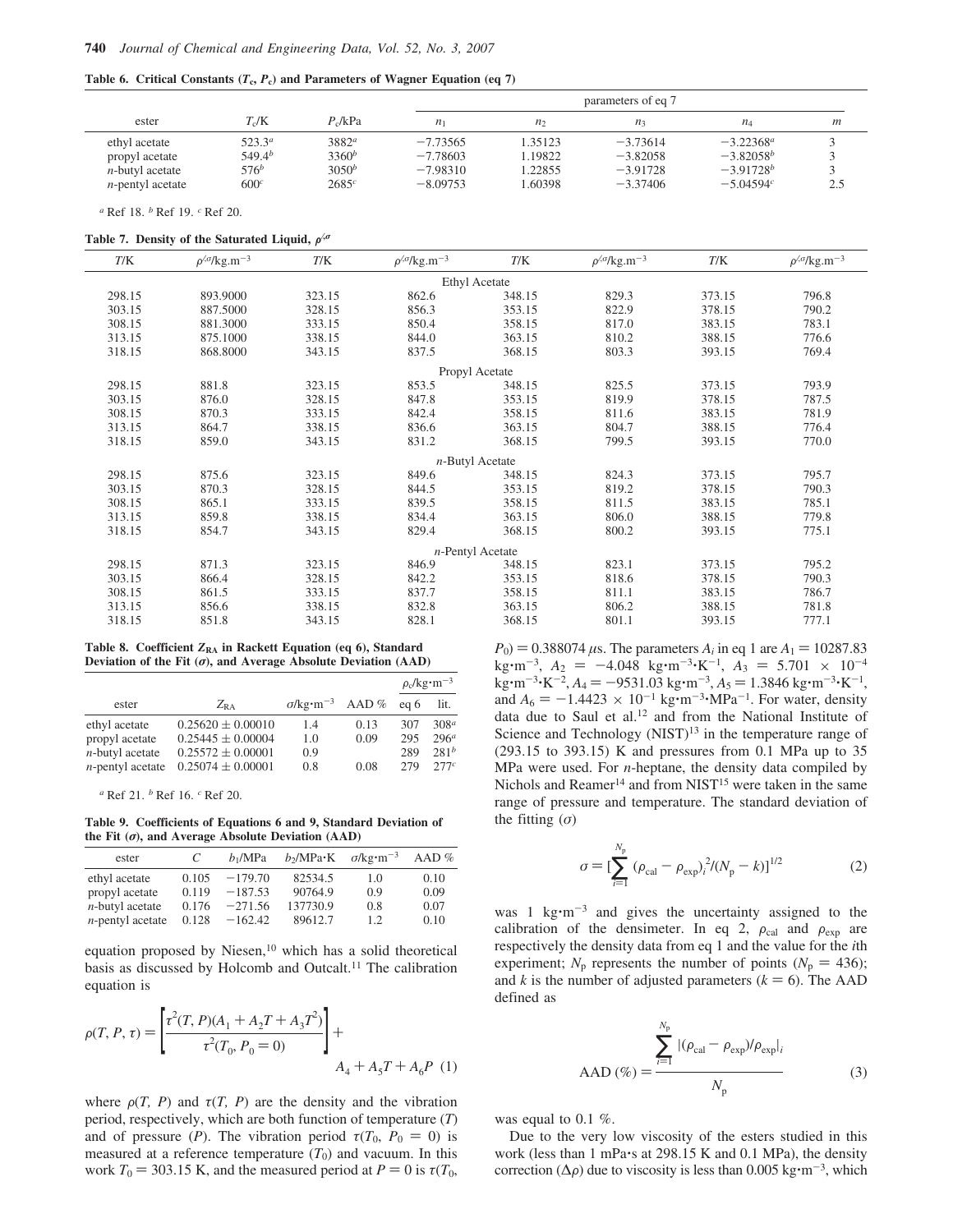**Table 6. Critical Constants ($T_c$, $P_c$) and Parameters of Wagner Equation (eq 7)**

| ester | $T_c$/K | $P_c$/kPa | parameters of eq 7 | | | | |
|---|---|---|---|---|---|---|---|
| | | | $n_1$ | $n_2$ | $n_3$ | $n_4$ | $m$ |
| ethyl acetate | 523.3[a] | 3882[a] | −7.73565 | 1.35123 | −3.73614 | −3.22368[a] | 3 |
| propyl acetate | 549.4[b] | 3360[b] | −7.78603 | 1.19822 | −3.82058 | −3.82058[b] | 3 |
| $n$-butyl acetate | 576[b] | 3050[b] | −7.98310 | 1.22855 | −3.91728 | −3.91728[b] | 3 |
| $n$-pentyl acetate | 600[c] | 2685[c] | −8.09753 | 1.60398 | −3.37406 | −5.04594[c] | 2.5 |

[a] Ref 18. [b] Ref 19. [c] Ref 20.

**Table 7. Density of the Saturated Liquid, $\rho^{l\sigma}$**

| $T$/K | $\rho^{l\sigma}$/kg.m$^{-3}$ | $T$/K | $\rho^{l\sigma}$/kg.m$^{-3}$ | $T$/K | $\rho^{l\sigma}$/kg.m$^{-3}$ | $T$/K | $\rho^{l\sigma}$/kg.m$^{-3}$ |
|---|---|---|---|---|---|---|---|
| | | | Ethyl Acetate | | | | |
| 298.15 | 893.9000 | 323.15 | 862.6 | 348.15 | 829.3 | 373.15 | 796.8 |
| 303.15 | 887.5000 | 328.15 | 856.3 | 353.15 | 822.9 | 378.15 | 790.2 |
| 308.15 | 881.3000 | 333.15 | 850.4 | 358.15 | 817.0 | 383.15 | 783.1 |
| 313.15 | 875.1000 | 338.15 | 844.0 | 363.15 | 810.2 | 388.15 | 776.6 |
| 318.15 | 868.8000 | 343.15 | 837.5 | 368.15 | 803.3 | 393.15 | 769.4 |
| | | | Propyl Acetate | | | | |
| 298.15 | 881.8 | 323.15 | 853.5 | 348.15 | 825.5 | 373.15 | 793.9 |
| 303.15 | 876.0 | 328.15 | 847.8 | 353.15 | 819.9 | 378.15 | 787.5 |
| 308.15 | 870.3 | 333.15 | 842.4 | 358.15 | 811.6 | 383.15 | 781.9 |
| 313.15 | 864.7 | 338.15 | 836.6 | 363.15 | 804.7 | 388.15 | 776.4 |
| 318.15 | 859.0 | 343.15 | 831.2 | 368.15 | 799.5 | 393.15 | 770.0 |
| | | | $n$-Butyl Acetate | | | | |
| 298.15 | 875.6 | 323.15 | 849.6 | 348.15 | 824.3 | 373.15 | 795.7 |
| 303.15 | 870.3 | 328.15 | 844.5 | 353.15 | 819.2 | 378.15 | 790.3 |
| 308.15 | 865.1 | 333.15 | 839.5 | 358.15 | 811.5 | 383.15 | 785.1 |
| 313.15 | 859.8 | 338.15 | 834.4 | 363.15 | 806.0 | 388.15 | 779.8 |
| 318.15 | 854.7 | 343.15 | 829.4 | 368.15 | 800.2 | 393.15 | 775.1 |
| | | | $n$-Pentyl Acetate | | | | |
| 298.15 | 871.3 | 323.15 | 846.9 | 348.15 | 823.1 | 373.15 | 795.2 |
| 303.15 | 866.4 | 328.15 | 842.2 | 353.15 | 818.6 | 378.15 | 790.3 |
| 308.15 | 861.5 | 333.15 | 837.7 | 358.15 | 811.1 | 383.15 | 786.7 |
| 313.15 | 856.6 | 338.15 | 832.8 | 363.15 | 806.2 | 388.15 | 781.8 |
| 318.15 | 851.8 | 343.15 | 828.1 | 368.15 | 801.1 | 393.15 | 777.1 |

**Table 8. Coefficient $Z_{RA}$ in Rackett Equation (eq 6), Standard Deviation of the Fit ($\sigma$), and Average Absolute Deviation (AAD)**

| ester | $Z_{RA}$ | $\sigma$/kg·m$^{-3}$ | AAD % | $\rho_c$/kg·m$^{-3}$ | |
|---|---|---|---|---|---|
| | | | | eq 6 | lit. |
| ethyl acetate | 0.25620 ± 0.00010 | 1.4 | 0.13 | 307 | 308[a] |
| propyl acetate | 0.25445 ± 0.00004 | 1.0 | 0.09 | 295 | 296[a] |
| $n$-butyl acetate | 0.25572 ± 0.00001 | 0.9 | | 289 | 281[b] |
| $n$-pentyl acetate | 0.25074 ± 0.00001 | 0.8 | 0.08 | 279 | 277[c] |

[a] Ref 21. [b] Ref 16. [c] Ref 20.

**Table 9. Coefficients of Equations 6 and 9, Standard Deviation of the Fit ($\sigma$), and Average Absolute Deviation (AAD)**

| ester | $C$ | $b_1$/MPa | $b_2$/MPa·K | $\sigma$/kg·m$^{-3}$ | AAD % |
|---|---|---|---|---|---|
| ethyl acetate | 0.105 | −179.70 | 82534.5 | 1.0 | 0.10 |
| propyl acetate | 0.119 | −187.53 | 90764.9 | 0.9 | 0.09 |
| $n$-butyl acetate | 0.176 | −271.56 | 137730.9 | 0.8 | 0.07 |
| $n$-pentyl acetate | 0.128 | −162.42 | 89612.7 | 1.2 | 0.10 |

equation proposed by Niesen,[10] which has a solid theoretical basis as discussed by Holcomb and Outcalt.[11] The calibration equation is

$$\rho(T, P, \tau) = \left[\frac{\tau^2(T, P)(A_1 + A_2T + A_3T^2)}{\tau^2(T_0, P_0 = 0)}\right] + A_4 + A_5T + A_6P \quad (1)$$

where $\rho(T, P)$ and $\tau(T, P)$ are the density and the vibration period, respectively, which are both function of temperature ($T$) and of pressure ($P$). The vibration period $\tau(T_0, P_0 = 0)$ is measured at a reference temperature ($T_0$) and vacuum. In this work $T_0$ = 303.15 K, and the measured period at $P = 0$ is $\tau(T_0, P_0) = 0.388074$ μs. The parameters $A_i$ in eq 1 are $A_1 = 10287.83$ kg·m$^{-3}$, $A_2 = -4.048$ kg·m$^{-3}$·K$^{-1}$, $A_3 = 5.701 \times 10^{-4}$ kg·m$^{-3}$·K$^{-2}$, $A_4 = -9531.03$ kg·m$^{-3}$, $A_5 = 1.3846$ kg·m$^{-3}$·K$^{-1}$, and $A_6 = -1.4423 \times 10^{-1}$ kg·m$^{-3}$·MPa$^{-1}$. For water, density data due to Saul et al.[12] and from the National Institute of Science and Technology (NIST)[13] in the temperature range of (293.15 to 393.15) K and pressures from 0.1 MPa up to 35 MPa were used. For $n$-heptane, the density data compiled by Nichols and Reamer[14] and from NIST[15] were taken in the same range of pressure and temperature. The standard deviation of the fitting ($\sigma$)

$$\sigma = [\sum_{i=1}^{N_p} (\rho_{cal} - \rho_{exp})_i^2/(N_p - k)]^{1/2} \quad (2)$$

was 1 kg·m$^{-3}$ and gives the uncertainty assigned to the calibration of the densimeter. In eq 2, $\rho_{cal}$ and $\rho_{exp}$ are respectively the density data from eq 1 and the value for the $i$th experiment; $N_p$ represents the number of points ($N_p$ = 436); and $k$ is the number of adjusted parameters ($k$ = 6). The AAD defined as

$$\text{AAD (\%)} = \frac{\sum_{i=1}^{N_p} |(\rho_{cal} - \rho_{exp})/\rho_{exp}|_i}{N_p} \quad (3)$$

was equal to 0.1 %.

Due to the very low viscosity of the esters studied in this work (less than 1 mPa·s at 298.15 K and 0.1 MPa), the density correction ($\Delta\rho$) due to viscosity is less than 0.005 kg·m$^{-3}$, which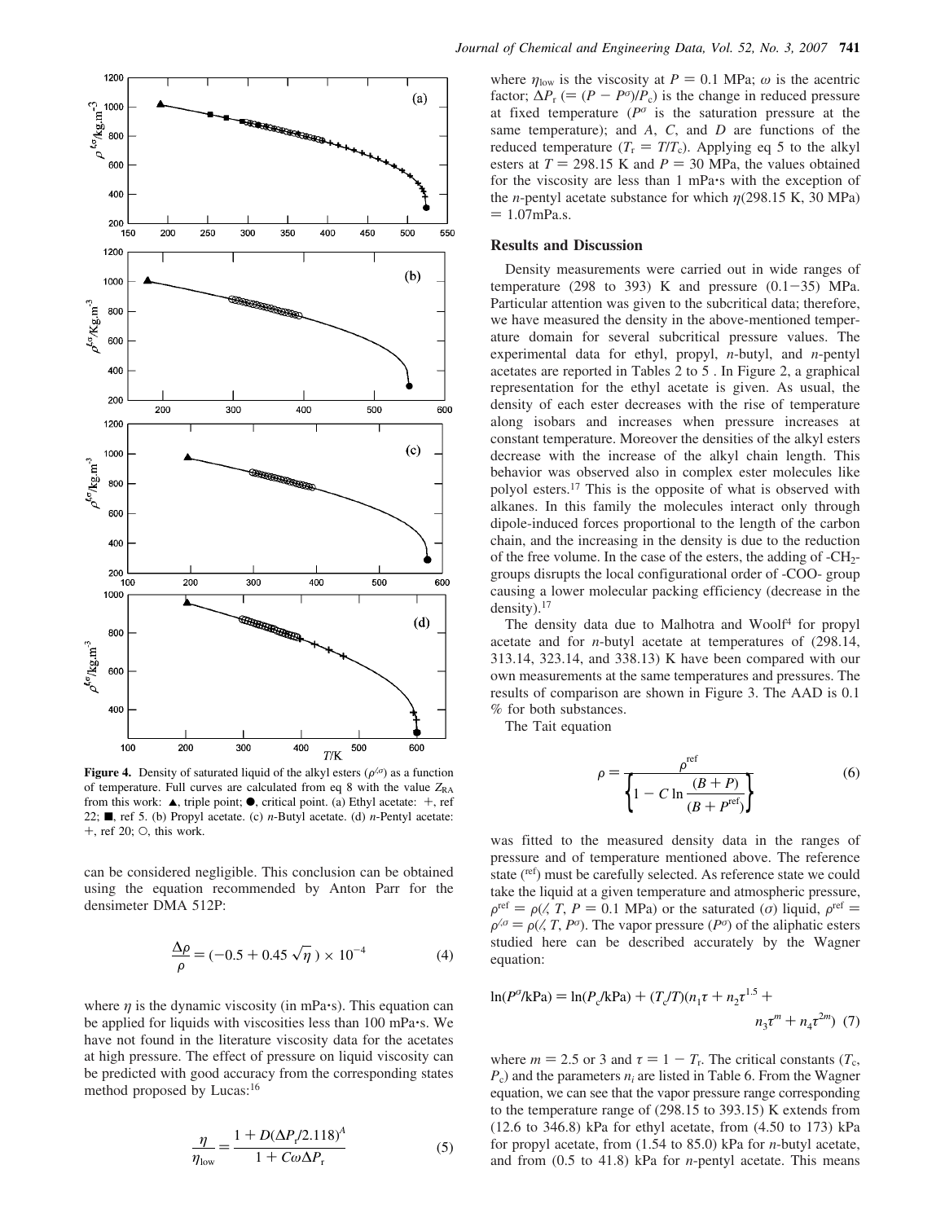**Figure 4.** Density of saturated liquid of the alkyl esters ($\rho^{l\sigma}$) as a function of temperature. Full curves are calculated from eq 8 with the value $Z_{RA}$ from this work: ▲, triple point; ●, critical point. (a) Ethyl acetate: +, ref 22; ■, ref 5. (b) Propyl acetate. (c) *n*-Butyl acetate. (d) *n*-Pentyl acetate: +, ref 20; ○, this work.

can be considered negligible. This conclusion can be obtained using the equation recommended by Anton Parr for the densimeter DMA 512P:

$$\frac{\Delta\rho}{\rho} = (-0.5 + 0.45\sqrt{\eta}) \times 10^{-4} \quad (4)$$

where $\eta$ is the dynamic viscosity (in mPa·s). This equation can be applied for liquids with viscosities less than 100 mPa·s. We have not found in the literature viscosity data for the acetates at high pressure. The effect of pressure on liquid viscosity can be predicted with good accuracy from the corresponding states method proposed by Lucas:[16]

$$\frac{\eta}{\eta_{\mathrm{low}}} = \frac{1 + D(\Delta P_r/2.118)^A}{1 + C\omega\Delta P_r} \quad (5)$$

where $\eta_{\mathrm{low}}$ is the viscosity at $P = 0.1$ MPa; $\omega$ is the acentric factor; $\Delta P_r$ ($= (P - P^{\sigma})/P_c$) is the change in reduced pressure at fixed temperature ($P^{\sigma}$ is the saturation pressure at the same temperature); and $A$, $C$, and $D$ are functions of the reduced temperature ($T_r = T/T_c$). Applying eq 5 to the alkyl esters at $T = 298.15$ K and $P = 30$ MPa, the values obtained for the viscosity are less than 1 mPa·s with the exception of the *n*-pentyl acetate substance for which $\eta$(298.15 K, 30 MPa) = 1.07mPa.s.

## Results and Discussion

Density measurements were carried out in wide ranges of temperature (298 to 393) K and pressure (0.1−35) MPa. Particular attention was given to the subcritical data; therefore, we have measured the density in the above-mentioned temperature domain for several subcritical pressure values. The experimental data for ethyl, propyl, *n*-butyl, and *n*-pentyl acetates are reported in Tables 2 to 5 . In Figure 2, a graphical representation for the ethyl acetate is given. As usual, the density of each ester decreases with the rise of temperature along isobars and increases when pressure increases at constant temperature. Moreover the densities of the alkyl esters decrease with the increase of the alkyl chain length. This behavior was observed also in complex ester molecules like polyol esters.[17] This is the opposite of what is observed with alkanes. In this family the molecules interact only through dipole-induced forces proportional to the length of the carbon chain, and the increasing in the density is due to the reduction of the free volume. In the case of the esters, the adding of -$CH_2$- groups disrupts the local configurational order of -COO- group causing a lower molecular packing efficiency (decrease in the density).[17]

The density data due to Malhotra and Woolf[4] for propyl acetate and for *n*-butyl acetate at temperatures of (298.14, 313.14, 323.14, and 338.13) K have been compared with our own measurements at the same temperatures and pressures. The results of comparison are shown in Figure 3. The AAD is 0.1 % for both substances.

The Tait equation

$$\rho = \frac{\rho^{\mathrm{ref}}}{\left\{1 - C \ln\frac{(B + P)}{(B + P^{\mathrm{ref}})}\right\}} \quad (6)$$

was fitted to the measured density data in the ranges of pressure and of temperature mentioned above. The reference state ($^{\mathrm{ref}}$) must be carefully selected. As reference state we could take the liquid at a given temperature and atmospheric pressure, $\rho^{\mathrm{ref}} = \rho(l, T, P = 0.1\ \mathrm{MPa})$ or the saturated ($\sigma$) liquid, $\rho^{\mathrm{ref}} = \rho^{l\sigma} = \rho(l, T, P^{\sigma})$. The vapor pressure ($P^{\sigma}$) of the aliphatic esters studied here can be described accurately by the Wagner equation:

$$\ln(P^{\sigma}/\mathrm{kPa}) = \ln(P_c/\mathrm{kPa}) + (T_c/T)(n_1\tau + n_2\tau^{1.5} + n_3\tau^{m} + n_4\tau^{2m}) \quad (7)$$

where $m = 2.5$ or 3 and $\tau = 1 - T_r$. The critical constants ($T_c$, $P_c$) and the parameters $n_i$ are listed in Table 6. From the Wagner equation, we can see that the vapor pressure range corresponding to the temperature range of (298.15 to 393.15) K extends from (12.6 to 346.8) kPa for ethyl acetate, from (4.50 to 173) kPa for propyl acetate, from (1.54 to 85.0) kPa for *n*-butyl acetate, and from (0.5 to 41.8) kPa for *n*-pentyl acetate. This means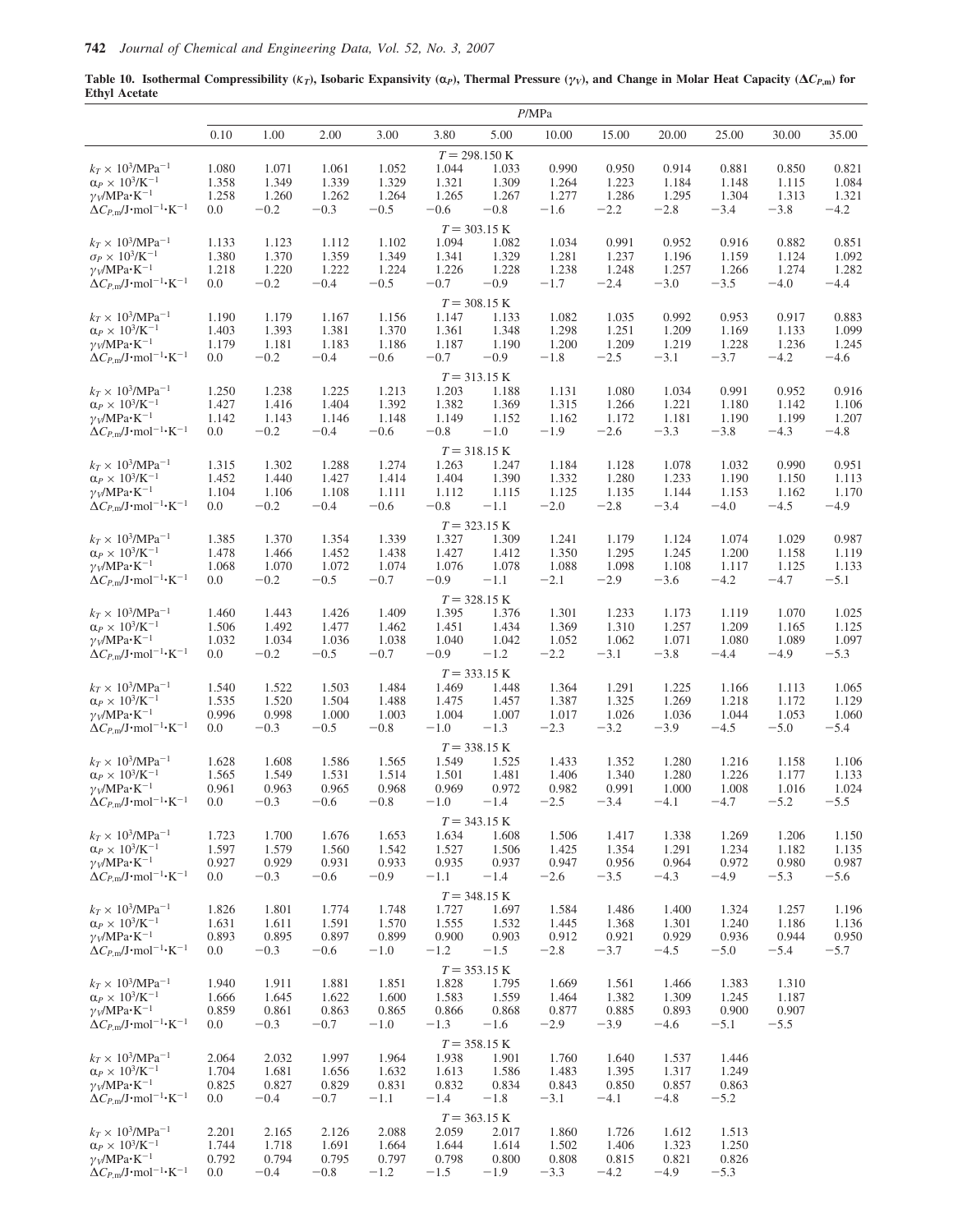**Table 10. Isothermal Compressibility ($\kappa_T$), Isobaric Expansivity ($\alpha_P$), Thermal Pressure ($\gamma_V$), and Change in Molar Heat Capacity ($\Delta C_{P,m}$) for Ethyl Acetate**

| | *P*/MPa | | | | | | | | | | | |
|---|---|---|---|---|---|---|---|---|---|---|---|---|
| | 0.10 | 1.00 | 2.00 | 3.00 | 3.80 | 5.00 | 10.00 | 15.00 | 20.00 | 25.00 | 30.00 | 35.00 |
| | | | | | $T = 298.150$ K | | | | | | | |
| $k_T \times 10^3$/MPa$^{-1}$ | 1.080 | 1.071 | 1.061 | 1.052 | 1.044 | 1.033 | 0.990 | 0.950 | 0.914 | 0.881 | 0.850 | 0.821 |
| $\alpha_P \times 10^3$/K$^{-1}$ | 1.358 | 1.349 | 1.339 | 1.329 | 1.321 | 1.309 | 1.264 | 1.223 | 1.184 | 1.148 | 1.115 | 1.084 |
| $\gamma_V$/MPa·K$^{-1}$ | 1.258 | 1.260 | 1.262 | 1.264 | 1.265 | 1.267 | 1.277 | 1.286 | 1.295 | 1.304 | 1.313 | 1.321 |
| $\Delta C_{P,m}$/J·mol$^{-1}$·K$^{-1}$ | 0.0 | −0.2 | −0.3 | −0.5 | −0.6 | −0.8 | −1.6 | −2.2 | −2.8 | −3.4 | −3.8 | −4.2 |
| | | | | | $T = 303.15$ K | | | | | | | |
| $k_T \times 10^3$/MPa$^{-1}$ | 1.133 | 1.123 | 1.112 | 1.102 | 1.094 | 1.082 | 1.034 | 0.991 | 0.952 | 0.916 | 0.882 | 0.851 |
| $\sigma_P \times 10^3$/K$^{-1}$ | 1.380 | 1.370 | 1.359 | 1.349 | 1.341 | 1.329 | 1.281 | 1.237 | 1.196 | 1.159 | 1.124 | 1.092 |
| $\gamma_V$/MPa·K$^{-1}$ | 1.218 | 1.220 | 1.222 | 1.224 | 1.226 | 1.228 | 1.238 | 1.248 | 1.257 | 1.266 | 1.274 | 1.282 |
| $\Delta C_{P,m}$/J·mol$^{-1}$·K$^{-1}$ | 0.0 | −0.2 | −0.4 | −0.5 | −0.7 | −0.9 | −1.7 | −2.4 | −3.0 | −3.5 | −4.0 | −4.4 |
| | | | | | $T = 308.15$ K | | | | | | | |
| $k_T \times 10^3$/MPa$^{-1}$ | 1.190 | 1.179 | 1.167 | 1.156 | 1.147 | 1.133 | 1.082 | 1.035 | 0.992 | 0.953 | 0.917 | 0.883 |
| $\alpha_P \times 10^3$/K$^{-1}$ | 1.403 | 1.393 | 1.381 | 1.370 | 1.361 | 1.348 | 1.298 | 1.251 | 1.209 | 1.169 | 1.133 | 1.099 |
| $\gamma_V$/MPa·K$^{-1}$ | 1.179 | 1.181 | 1.183 | 1.186 | 1.187 | 1.190 | 1.200 | 1.209 | 1.219 | 1.228 | 1.236 | 1.245 |
| $\Delta C_{P,m}$/J·mol$^{-1}$·K$^{-1}$ | 0.0 | −0.2 | −0.4 | −0.6 | −0.7 | −0.9 | −1.8 | −2.5 | −3.1 | −3.7 | −4.2 | −4.6 |
| | | | | | $T = 313.15$ K | | | | | | | |
| $k_T \times 10^3$/MPa$^{-1}$ | 1.250 | 1.238 | 1.225 | 1.213 | 1.203 | 1.188 | 1.131 | 1.080 | 1.034 | 0.991 | 0.952 | 0.916 |
| $\alpha_P \times 10^3$/K$^{-1}$ | 1.427 | 1.416 | 1.404 | 1.392 | 1.382 | 1.369 | 1.315 | 1.266 | 1.221 | 1.180 | 1.142 | 1.106 |
| $\gamma_V$/MPa·K$^{-1}$ | 1.142 | 1.143 | 1.146 | 1.148 | 1.149 | 1.152 | 1.162 | 1.172 | 1.181 | 1.190 | 1.199 | 1.207 |
| $\Delta C_{P,m}$/J·mol$^{-1}$·K$^{-1}$ | 0.0 | −0.2 | −0.4 | −0.6 | −0.8 | −1.0 | −1.9 | −2.6 | −3.3 | −3.8 | −4.3 | −4.8 |
| | | | | | $T = 318.15$ K | | | | | | | |
| $k_T \times 10^3$/MPa$^{-1}$ | 1.315 | 1.302 | 1.288 | 1.274 | 1.263 | 1.247 | 1.184 | 1.128 | 1.078 | 1.032 | 0.990 | 0.951 |
| $\alpha_P \times 10^3$/K$^{-1}$ | 1.452 | 1.440 | 1.427 | 1.414 | 1.404 | 1.390 | 1.332 | 1.280 | 1.233 | 1.190 | 1.150 | 1.113 |
| $\gamma_V$/MPa·K$^{-1}$ | 1.104 | 1.106 | 1.108 | 1.111 | 1.112 | 1.115 | 1.125 | 1.135 | 1.144 | 1.153 | 1.162 | 1.170 |
| $\Delta C_{P,m}$/J·mol$^{-1}$·K$^{-1}$ | 0.0 | −0.2 | −0.4 | −0.6 | −0.8 | −1.1 | −2.0 | −2.8 | −3.4 | −4.0 | −4.5 | −4.9 |
| | | | | | $T = 323.15$ K | | | | | | | |
| $k_T \times 10^3$/MPa$^{-1}$ | 1.385 | 1.370 | 1.354 | 1.339 | 1.327 | 1.309 | 1.241 | 1.179 | 1.124 | 1.074 | 1.029 | 0.987 |
| $\alpha_P \times 10^3$/K$^{-1}$ | 1.478 | 1.466 | 1.452 | 1.438 | 1.427 | 1.412 | 1.350 | 1.295 | 1.245 | 1.200 | 1.158 | 1.119 |
| $\gamma_V$/MPa·K$^{-1}$ | 1.068 | 1.070 | 1.072 | 1.074 | 1.076 | 1.078 | 1.088 | 1.098 | 1.108 | 1.117 | 1.125 | 1.133 |
| $\Delta C_{P,m}$/J·mol$^{-1}$·K$^{-1}$ | 0.0 | −0.2 | −0.5 | −0.7 | −0.9 | −1.1 | −2.1 | −2.9 | −3.6 | −4.2 | −4.7 | −5.1 |
| | | | | | $T = 328.15$ K | | | | | | | |
| $k_T \times 10^3$/MPa$^{-1}$ | 1.460 | 1.443 | 1.426 | 1.409 | 1.395 | 1.376 | 1.301 | 1.233 | 1.173 | 1.119 | 1.070 | 1.025 |
| $\alpha_P \times 10^3$/K$^{-1}$ | 1.506 | 1.492 | 1.477 | 1.462 | 1.451 | 1.434 | 1.369 | 1.310 | 1.257 | 1.209 | 1.165 | 1.125 |
| $\gamma_V$/MPa·K$^{-1}$ | 1.032 | 1.034 | 1.036 | 1.038 | 1.040 | 1.042 | 1.052 | 1.062 | 1.071 | 1.080 | 1.089 | 1.097 |
| $\Delta C_{P,m}$/J·mol$^{-1}$·K$^{-1}$ | 0.0 | −0.2 | −0.5 | −0.7 | −0.9 | −1.2 | −2.2 | −3.1 | −3.8 | −4.4 | −4.9 | −5.3 |
| | | | | | $T = 333.15$ K | | | | | | | |
| $k_T \times 10^3$/MPa$^{-1}$ | 1.540 | 1.522 | 1.503 | 1.484 | 1.469 | 1.448 | 1.364 | 1.291 | 1.225 | 1.166 | 1.113 | 1.065 |
| $\alpha_P \times 10^3$/K$^{-1}$ | 1.535 | 1.520 | 1.504 | 1.488 | 1.475 | 1.457 | 1.387 | 1.325 | 1.269 | 1.218 | 1.172 | 1.129 |
| $\gamma_V$/MPa·K$^{-1}$ | 0.996 | 0.998 | 1.000 | 1.003 | 1.004 | 1.007 | 1.017 | 1.026 | 1.036 | 1.044 | 1.053 | 1.060 |
| $\Delta C_{P,m}$/J·mol$^{-1}$·K$^{-1}$ | 0.0 | −0.3 | −0.5 | −0.8 | −1.0 | −1.3 | −2.3 | −3.2 | −3.9 | −4.5 | −5.0 | −5.4 |
| | | | | | $T = 338.15$ K | | | | | | | |
| $k_T \times 10^3$/MPa$^{-1}$ | 1.628 | 1.608 | 1.586 | 1.565 | 1.549 | 1.525 | 1.433 | 1.352 | 1.280 | 1.216 | 1.158 | 1.106 |
| $\alpha_P \times 10^3$/K$^{-1}$ | 1.565 | 1.549 | 1.531 | 1.514 | 1.501 | 1.481 | 1.406 | 1.340 | 1.280 | 1.226 | 1.177 | 1.133 |
| $\gamma_V$/MPa·K$^{-1}$ | 0.961 | 0.963 | 0.965 | 0.968 | 0.969 | 0.972 | 0.982 | 0.991 | 1.000 | 1.008 | 1.016 | 1.024 |
| $\Delta C_{P,m}$/J·mol$^{-1}$·K$^{-1}$ | 0.0 | −0.3 | −0.6 | −0.8 | −1.0 | −1.4 | −2.5 | −3.4 | −4.1 | −4.7 | −5.2 | −5.5 |
| | | | | | $T = 343.15$ K | | | | | | | |
| $k_T \times 10^3$/MPa$^{-1}$ | 1.723 | 1.700 | 1.676 | 1.653 | 1.634 | 1.608 | 1.506 | 1.417 | 1.338 | 1.269 | 1.206 | 1.150 |
| $\alpha_P \times 10^3$/K$^{-1}$ | 1.597 | 1.579 | 1.560 | 1.542 | 1.527 | 1.506 | 1.425 | 1.354 | 1.291 | 1.234 | 1.182 | 1.135 |
| $\gamma_V$/MPa·K$^{-1}$ | 0.927 | 0.929 | 0.931 | 0.933 | 0.935 | 0.937 | 0.947 | 0.956 | 0.964 | 0.972 | 0.980 | 0.987 |
| $\Delta C_{P,m}$/J·mol$^{-1}$·K$^{-1}$ | 0.0 | −0.3 | −0.6 | −0.9 | −1.1 | −1.4 | −2.6 | −3.5 | −4.3 | −4.9 | −5.3 | −5.6 |
| | | | | | $T = 348.15$ K | | | | | | | |
| $k_T \times 10^3$/MPa$^{-1}$ | 1.826 | 1.801 | 1.774 | 1.748 | 1.727 | 1.697 | 1.584 | 1.486 | 1.400 | 1.324 | 1.257 | 1.196 |
| $\alpha_P \times 10^3$/K$^{-1}$ | 1.631 | 1.611 | 1.591 | 1.570 | 1.555 | 1.532 | 1.445 | 1.368 | 1.301 | 1.240 | 1.186 | 1.136 |
| $\gamma_V$/MPa·K$^{-1}$ | 0.893 | 0.895 | 0.897 | 0.899 | 0.900 | 0.903 | 0.912 | 0.921 | 0.929 | 0.936 | 0.944 | 0.950 |
| $\Delta C_{P,m}$/J·mol$^{-1}$·K$^{-1}$ | 0.0 | −0.3 | −0.6 | −1.0 | −1.2 | −1.5 | −2.8 | −3.7 | −4.5 | −5.0 | −5.4 | −5.7 |
| | | | | | $T = 353.15$ K | | | | | | | |
| $k_T \times 10^3$/MPa$^{-1}$ | 1.940 | 1.911 | 1.881 | 1.851 | 1.828 | 1.795 | 1.669 | 1.561 | 1.466 | 1.383 | 1.310 | |
| $\alpha_P \times 10^3$/K$^{-1}$ | 1.666 | 1.645 | 1.622 | 1.600 | 1.583 | 1.559 | 1.464 | 1.382 | 1.309 | 1.245 | 1.187 | |
| $\gamma_V$/MPa·K$^{-1}$ | 0.859 | 0.861 | 0.863 | 0.865 | 0.866 | 0.868 | 0.877 | 0.885 | 0.893 | 0.900 | 0.907 | |
| $\Delta C_{P,m}$/J·mol$^{-1}$·K$^{-1}$ | 0.0 | −0.3 | −0.7 | −1.0 | −1.3 | −1.6 | −2.9 | −3.9 | −4.6 | −5.1 | −5.5 | |
| | | | | | $T = 358.15$ K | | | | | | | |
| $k_T \times 10^3$/MPa$^{-1}$ | 2.064 | 2.032 | 1.997 | 1.964 | 1.938 | 1.901 | 1.760 | 1.640 | 1.537 | 1.446 | | |
| $\alpha_P \times 10^3$/K$^{-1}$ | 1.704 | 1.681 | 1.656 | 1.632 | 1.613 | 1.586 | 1.483 | 1.395 | 1.317 | 1.249 | | |
| $\gamma_V$/MPa·K$^{-1}$ | 0.825 | 0.827 | 0.829 | 0.831 | 0.832 | 0.834 | 0.843 | 0.850 | 0.857 | 0.863 | | |
| $\Delta C_{P,m}$/J·mol$^{-1}$·K$^{-1}$ | 0.0 | −0.4 | −0.7 | −1.1 | −1.4 | −1.8 | −3.1 | −4.1 | −4.8 | −5.2 | | |
| | | | | | $T = 363.15$ K | | | | | | | |
| $k_T \times 10^3$/MPa$^{-1}$ | 2.201 | 2.165 | 2.126 | 2.088 | 2.059 | 2.017 | 1.860 | 1.726 | 1.612 | 1.513 | | |
| $\alpha_P \times 10^3$/K$^{-1}$ | 1.744 | 1.718 | 1.691 | 1.664 | 1.644 | 1.614 | 1.502 | 1.406 | 1.323 | 1.250 | | |
| $\gamma_V$/MPa·K$^{-1}$ | 0.792 | 0.794 | 0.795 | 0.797 | 0.798 | 0.800 | 0.808 | 0.815 | 0.821 | 0.826 | | |
| $\Delta C_{P,m}$/J·mol$^{-1}$·K$^{-1}$ | 0.0 | −0.4 | −0.8 | −1.2 | −1.5 | −1.9 | −3.3 | −4.2 | −4.9 | −5.3 | | |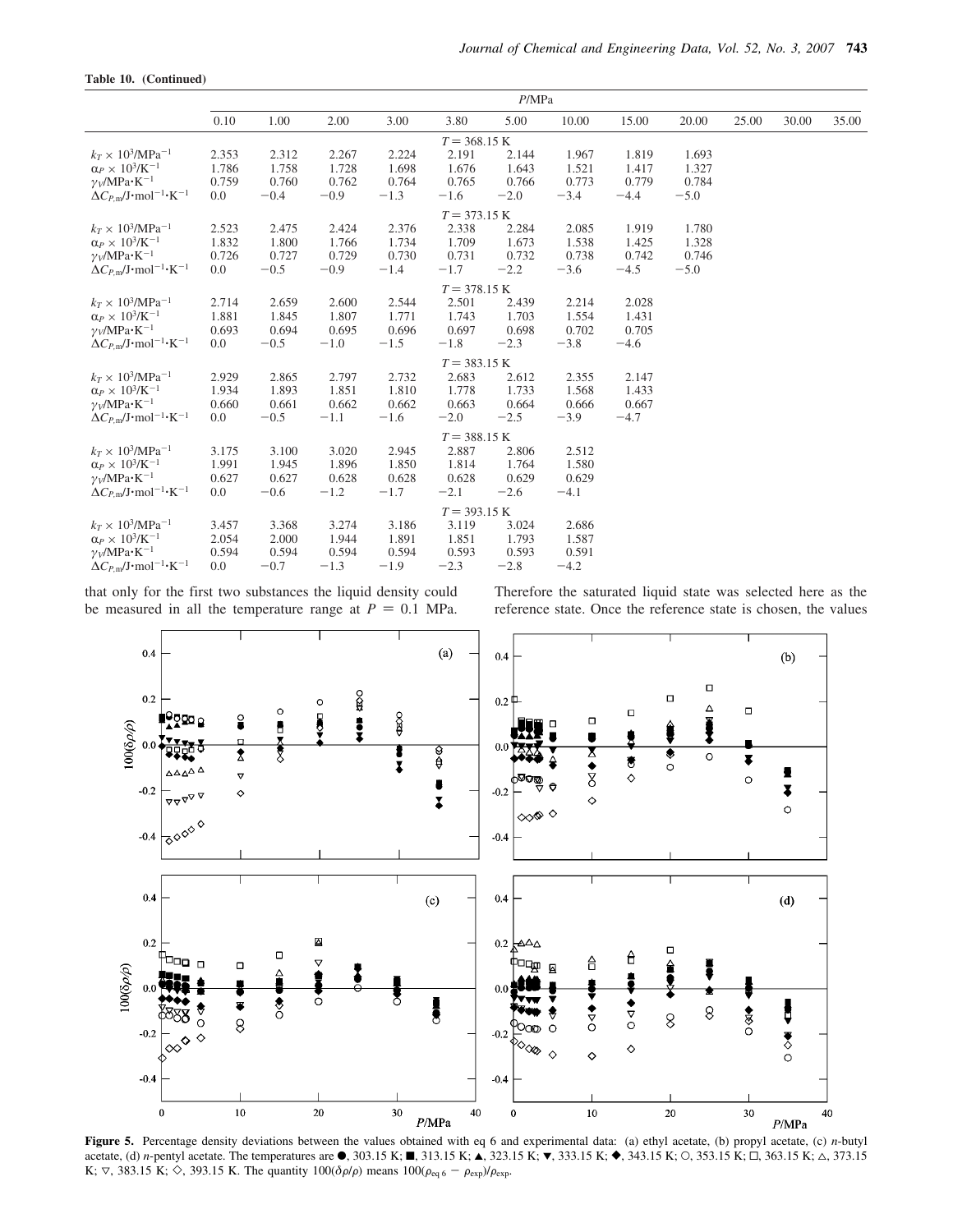**Table 10. (Continued)**

| | $P$/MPa | | | | | | | | | | | |
|---|---|---|---|---|---|---|---|---|---|---|---|---|
| | 0.10 | 1.00 | 2.00 | 3.00 | 3.80 | 5.00 | 10.00 | 15.00 | 20.00 | 25.00 | 30.00 | 35.00 |
| | | | | | $T$ = 368.15 K | | | | | | | |
| $k_T \times 10^3$/MPa$^{-1}$ | 2.353 | 2.312 | 2.267 | 2.224 | 2.191 | 2.144 | 1.967 | 1.819 | 1.693 | | | |
| $\alpha_P \times 10^3$/K$^{-1}$ | 1.786 | 1.758 | 1.728 | 1.698 | 1.676 | 1.643 | 1.521 | 1.417 | 1.327 | | | |
| $\gamma_V$/MPa·K$^{-1}$ | 0.759 | 0.760 | 0.762 | 0.764 | 0.765 | 0.766 | 0.773 | 0.779 | 0.784 | | | |
| $\Delta C_{P,m}$/J·mol$^{-1}$·K$^{-1}$ | 0.0 | −0.4 | −0.9 | −1.3 | −1.6 | −2.0 | −3.4 | −4.4 | −5.0 | | | |
| | | | | | $T$ = 373.15 K | | | | | | | |
| $k_T \times 10^3$/MPa$^{-1}$ | 2.523 | 2.475 | 2.424 | 2.376 | 2.338 | 2.284 | 2.085 | 1.919 | 1.780 | | | |
| $\alpha_P \times 10^3$/K$^{-1}$ | 1.832 | 1.800 | 1.766 | 1.734 | 1.709 | 1.673 | 1.538 | 1.425 | 1.328 | | | |
| $\gamma_V$/MPa·K$^{-1}$ | 0.726 | 0.727 | 0.729 | 0.730 | 0.731 | 0.732 | 0.738 | 0.742 | 0.746 | | | |
| $\Delta C_{P,m}$/J·mol$^{-1}$·K$^{-1}$ | 0.0 | −0.5 | −0.9 | −1.4 | −1.7 | −2.2 | −3.6 | −4.5 | −5.0 | | | |
| | | | | | $T$ = 378.15 K | | | | | | | |
| $k_T \times 10^3$/MPa$^{-1}$ | 2.714 | 2.659 | 2.600 | 2.544 | 2.501 | 2.439 | 2.214 | 2.028 | | | | |
| $\alpha_P \times 10^3$/K$^{-1}$ | 1.881 | 1.845 | 1.807 | 1.771 | 1.743 | 1.703 | 1.554 | 1.431 | | | | |
| $\gamma_V$/MPa·K$^{-1}$ | 0.693 | 0.694 | 0.695 | 0.696 | 0.697 | 0.698 | 0.702 | 0.705 | | | | |
| $\Delta C_{P,m}$/J·mol$^{-1}$·K$^{-1}$ | 0.0 | −0.5 | −1.0 | −1.5 | −1.8 | −2.3 | −3.8 | −4.6 | | | | |
| | | | | | $T$ = 383.15 K | | | | | | | |
| $k_T \times 10^3$/MPa$^{-1}$ | 2.929 | 2.865 | 2.797 | 2.732 | 2.683 | 2.612 | 2.355 | 2.147 | | | | |
| $\alpha_P \times 10^3$/K$^{-1}$ | 1.934 | 1.893 | 1.851 | 1.810 | 1.778 | 1.733 | 1.568 | 1.433 | | | | |
| $\gamma_V$/MPa·K$^{-1}$ | 0.660 | 0.661 | 0.662 | 0.662 | 0.663 | 0.664 | 0.666 | 0.667 | | | | |
| $\Delta C_{P,m}$/J·mol$^{-1}$·K$^{-1}$ | 0.0 | −0.5 | −1.1 | −1.6 | −2.0 | −2.5 | −3.9 | −4.7 | | | | |
| | | | | | $T$ = 388.15 K | | | | | | | |
| $k_T \times 10^3$/MPa$^{-1}$ | 3.175 | 3.100 | 3.020 | 2.945 | 2.887 | 2.806 | 2.512 | | | | | |
| $\alpha_P \times 10^3$/K$^{-1}$ | 1.991 | 1.945 | 1.896 | 1.850 | 1.814 | 1.764 | 1.580 | | | | | |
| $\gamma_V$/MPa·K$^{-1}$ | 0.627 | 0.627 | 0.628 | 0.628 | 0.628 | 0.629 | 0.629 | | | | | |
| $\Delta C_{P,m}$/J·mol$^{-1}$·K$^{-1}$ | 0.0 | −0.6 | −1.2 | −1.7 | −2.1 | −2.6 | −4.1 | | | | | |
| | | | | | $T$ = 393.15 K | | | | | | | |
| $k_T \times 10^3$/MPa$^{-1}$ | 3.457 | 3.368 | 3.274 | 3.186 | 3.119 | 3.024 | 2.686 | | | | | |
| $\alpha_P \times 10^3$/K$^{-1}$ | 2.054 | 2.000 | 1.944 | 1.891 | 1.851 | 1.793 | 1.587 | | | | | |
| $\gamma_V$/MPa·K$^{-1}$ | 0.594 | 0.594 | 0.594 | 0.594 | 0.593 | 0.593 | 0.591 | | | | | |
| $\Delta C_{P,m}$/J·mol$^{-1}$·K$^{-1}$ | 0.0 | −0.7 | −1.3 | −1.9 | −2.3 | −2.8 | −4.2 | | | | | |

that only for the first two substances the liquid density could be measured in all the temperature range at $P$ = 0.1 MPa. Therefore the saturated liquid state was selected here as the reference state. Once the reference state is chosen, the values

**Figure 5.** Percentage density deviations between the values obtained with eq 6 and experimental data: (a) ethyl acetate, (b) propyl acetate, (c) $n$-butyl acetate, (d) $n$-pentyl acetate. The temperatures are ●, 303.15 K; ■, 313.15 K; ▲, 323.15 K; ▼, 333.15 K; ◆, 343.15 K; ○, 353.15 K; □, 363.15 K; △, 373.15 K; ▽, 383.15 K; ◇, 393.15 K. The quantity $100(\delta\rho/\rho)$ means $100(\rho_{\mathrm{eq}\,6} - \rho_{\mathrm{exp}})/\rho_{\mathrm{exp}}$.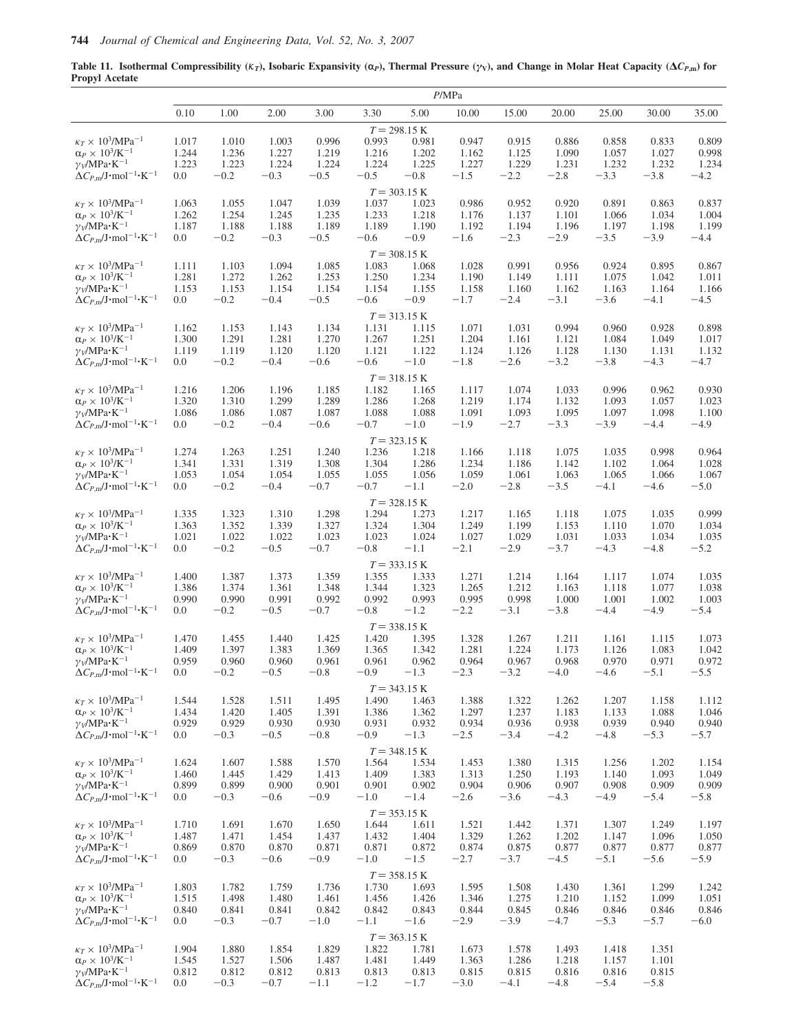**Table 11. Isothermal Compressibility ($\kappa_T$), Isobaric Expansivity ($\alpha_P$), Thermal Pressure ($\gamma_V$), and Change in Molar Heat Capacity ($\Delta C_{P,m}$) for Propyl Acetate**

| | *P*/MPa | | | | | | | | | | | |
|---|---|---|---|---|---|---|---|---|---|---|---|---|
| | 0.10 | 1.00 | 2.00 | 3.00 | 3.30 | 5.00 | 10.00 | 15.00 | 20.00 | 25.00 | 30.00 | 35.00 |
| | | | | | $T = 298.15$ K | | | | | | | |
| $\kappa_T \times 10^3$/MPa$^{-1}$ | 1.017 | 1.010 | 1.003 | 0.996 | 0.993 | 0.981 | 0.947 | 0.915 | 0.886 | 0.858 | 0.833 | 0.809 |
| $\alpha_P \times 10^3$/K$^{-1}$ | 1.244 | 1.236 | 1.227 | 1.219 | 1.216 | 1.202 | 1.162 | 1.125 | 1.090 | 1.057 | 1.027 | 0.998 |
| $\gamma_V$/MPa·K$^{-1}$ | 1.223 | 1.223 | 1.224 | 1.224 | 1.224 | 1.225 | 1.227 | 1.229 | 1.231 | 1.232 | 1.232 | 1.234 |
| $\Delta C_{P,m}$/J·mol$^{-1}$·K$^{-1}$ | 0.0 | −0.2 | −0.3 | −0.5 | −0.5 | −0.8 | −1.5 | −2.2 | −2.8 | −3.3 | −3.8 | −4.2 |
| | | | | | $T = 303.15$ K | | | | | | | |
| $\kappa_T \times 10^3$/MPa$^{-1}$ | 1.063 | 1.055 | 1.047 | 1.039 | 1.037 | 1.023 | 0.986 | 0.952 | 0.920 | 0.891 | 0.863 | 0.837 |
| $\alpha_P \times 10^3$/K$^{-1}$ | 1.262 | 1.254 | 1.245 | 1.235 | 1.233 | 1.218 | 1.176 | 1.137 | 1.101 | 1.066 | 1.034 | 1.004 |
| $\gamma_V$/MPa·K$^{-1}$ | 1.187 | 1.188 | 1.188 | 1.189 | 1.189 | 1.190 | 1.192 | 1.194 | 1.196 | 1.197 | 1.198 | 1.199 |
| $\Delta C_{P,m}$/J·mol$^{-1}$·K$^{-1}$ | 0.0 | −0.2 | −0.3 | −0.5 | −0.6 | −0.9 | −1.6 | −2.3 | −2.9 | −3.5 | −3.9 | −4.4 |
| | | | | | $T = 308.15$ K | | | | | | | |
| $\kappa_T \times 10^3$/MPa$^{-1}$ | 1.111 | 1.103 | 1.094 | 1.085 | 1.083 | 1.068 | 1.028 | 0.991 | 0.956 | 0.924 | 0.895 | 0.867 |
| $\alpha_P \times 10^3$/K$^{-1}$ | 1.281 | 1.272 | 1.262 | 1.253 | 1.250 | 1.234 | 1.190 | 1.149 | 1.111 | 1.075 | 1.042 | 1.011 |
| $\gamma_V$/MPa·K$^{-1}$ | 1.153 | 1.153 | 1.154 | 1.154 | 1.154 | 1.155 | 1.158 | 1.160 | 1.162 | 1.163 | 1.164 | 1.166 |
| $\Delta C_{P,m}$/J·mol$^{-1}$·K$^{-1}$ | 0.0 | −0.2 | −0.4 | −0.5 | −0.6 | −0.9 | −1.7 | −2.4 | −3.1 | −3.6 | −4.1 | −4.5 |
| | | | | | $T = 313.15$ K | | | | | | | |
| $\kappa_T \times 10^3$/MPa$^{-1}$ | 1.162 | 1.153 | 1.143 | 1.134 | 1.131 | 1.115 | 1.071 | 1.031 | 0.994 | 0.960 | 0.928 | 0.898 |
| $\alpha_P \times 10^3$/K$^{-1}$ | 1.300 | 1.291 | 1.281 | 1.270 | 1.267 | 1.251 | 1.204 | 1.161 | 1.121 | 1.084 | 1.049 | 1.017 |
| $\gamma_V$/MPa·K$^{-1}$ | 1.119 | 1.119 | 1.120 | 1.120 | 1.121 | 1.122 | 1.124 | 1.126 | 1.128 | 1.130 | 1.131 | 1.132 |
| $\Delta C_{P,m}$/J·mol$^{-1}$·K$^{-1}$ | 0.0 | −0.2 | −0.4 | −0.6 | −0.6 | −1.0 | −1.8 | −2.6 | −3.2 | −3.8 | −4.3 | −4.7 |
| | | | | | $T = 318.15$ K | | | | | | | |
| $\kappa_T \times 10^3$/MPa$^{-1}$ | 1.216 | 1.206 | 1.196 | 1.185 | 1.182 | 1.165 | 1.117 | 1.074 | 1.033 | 0.996 | 0.962 | 0.930 |
| $\alpha_P \times 10^3$/K$^{-1}$ | 1.320 | 1.310 | 1.299 | 1.289 | 1.286 | 1.268 | 1.219 | 1.174 | 1.132 | 1.093 | 1.057 | 1.023 |
| $\gamma_V$/MPa·K$^{-1}$ | 1.086 | 1.086 | 1.087 | 1.087 | 1.088 | 1.088 | 1.091 | 1.093 | 1.095 | 1.097 | 1.098 | 1.100 |
| $\Delta C_{P,m}$/J·mol$^{-1}$·K$^{-1}$ | 0.0 | −0.2 | −0.4 | −0.6 | −0.7 | −1.0 | −1.9 | −2.7 | −3.3 | −3.9 | −4.4 | −4.9 |
| | | | | | $T = 323.15$ K | | | | | | | |
| $\kappa_T \times 10^3$/MPa$^{-1}$ | 1.274 | 1.263 | 1.251 | 1.240 | 1.236 | 1.218 | 1.166 | 1.118 | 1.075 | 1.035 | 0.998 | 0.964 |
| $\alpha_P \times 10^3$/K$^{-1}$ | 1.341 | 1.331 | 1.319 | 1.308 | 1.304 | 1.286 | 1.234 | 1.186 | 1.142 | 1.102 | 1.064 | 1.028 |
| $\gamma_V$/MPa·K$^{-1}$ | 1.053 | 1.054 | 1.054 | 1.055 | 1.055 | 1.056 | 1.059 | 1.061 | 1.063 | 1.065 | 1.066 | 1.067 |
| $\Delta C_{P,m}$/J·mol$^{-1}$·K$^{-1}$ | 0.0 | −0.2 | −0.4 | −0.7 | −0.7 | −1.1 | −2.0 | −2.8 | −3.5 | −4.1 | −4.6 | −5.0 |
| | | | | | $T = 328.15$ K | | | | | | | |
| $\kappa_T \times 10^3$/MPa$^{-1}$ | 1.335 | 1.323 | 1.310 | 1.298 | 1.294 | 1.273 | 1.217 | 1.165 | 1.118 | 1.075 | 1.035 | 0.999 |
| $\alpha_P \times 10^3$/K$^{-1}$ | 1.363 | 1.352 | 1.339 | 1.327 | 1.324 | 1.304 | 1.249 | 1.199 | 1.153 | 1.110 | 1.070 | 1.034 |
| $\gamma_V$/MPa·K$^{-1}$ | 1.021 | 1.022 | 1.022 | 1.023 | 1.023 | 1.024 | 1.027 | 1.029 | 1.031 | 1.033 | 1.034 | 1.035 |
| $\Delta C_{P,m}$/J·mol$^{-1}$·K$^{-1}$ | 0.0 | −0.2 | −0.5 | −0.7 | −0.8 | −1.1 | −2.1 | −2.9 | −3.7 | −4.3 | −4.8 | −5.2 |
| | | | | | $T = 333.15$ K | | | | | | | |
| $\kappa_T \times 10^3$/MPa$^{-1}$ | 1.400 | 1.387 | 1.373 | 1.359 | 1.355 | 1.333 | 1.271 | 1.214 | 1.164 | 1.117 | 1.074 | 1.035 |
| $\alpha_P \times 10^3$/K$^{-1}$ | 1.386 | 1.374 | 1.361 | 1.348 | 1.344 | 1.323 | 1.265 | 1.212 | 1.163 | 1.118 | 1.077 | 1.038 |
| $\gamma_V$/MPa·K$^{-1}$ | 0.990 | 0.990 | 0.991 | 0.992 | 0.992 | 0.993 | 0.995 | 0.998 | 1.000 | 1.001 | 1.002 | 1.003 |
| $\Delta C_{P,m}$/J·mol$^{-1}$·K$^{-1}$ | 0.0 | −0.2 | −0.5 | −0.7 | −0.8 | −1.2 | −2.2 | −3.1 | −3.8 | −4.4 | −4.9 | −5.4 |
| | | | | | $T = 338.15$ K | | | | | | | |
| $\kappa_T \times 10^3$/MPa$^{-1}$ | 1.470 | 1.455 | 1.440 | 1.425 | 1.420 | 1.395 | 1.328 | 1.267 | 1.211 | 1.161 | 1.115 | 1.073 |
| $\alpha_P \times 10^3$/K$^{-1}$ | 1.409 | 1.397 | 1.383 | 1.369 | 1.365 | 1.342 | 1.281 | 1.224 | 1.173 | 1.126 | 1.083 | 1.042 |
| $\gamma_V$/MPa·K$^{-1}$ | 0.959 | 0.960 | 0.960 | 0.961 | 0.961 | 0.962 | 0.964 | 0.967 | 0.968 | 0.970 | 0.971 | 0.972 |
| $\Delta C_{P,m}$/J·mol$^{-1}$·K$^{-1}$ | 0.0 | −0.2 | −0.5 | −0.8 | −0.9 | −1.3 | −2.3 | −3.2 | −4.0 | −4.6 | −5.1 | −5.5 |
| | | | | | $T = 343.15$ K | | | | | | | |
| $\kappa_T \times 10^3$/MPa$^{-1}$ | 1.544 | 1.528 | 1.511 | 1.495 | 1.490 | 1.463 | 1.388 | 1.322 | 1.262 | 1.207 | 1.158 | 1.112 |
| $\alpha_P \times 10^3$/K$^{-1}$ | 1.434 | 1.420 | 1.405 | 1.391 | 1.386 | 1.362 | 1.297 | 1.237 | 1.183 | 1.133 | 1.088 | 1.046 |
| $\gamma_V$/MPa·K$^{-1}$ | 0.929 | 0.929 | 0.930 | 0.930 | 0.931 | 0.932 | 0.934 | 0.936 | 0.938 | 0.939 | 0.940 | 0.940 |
| $\Delta C_{P,m}$/J·mol$^{-1}$·K$^{-1}$ | 0.0 | −0.3 | −0.5 | −0.8 | −0.9 | −1.3 | −2.5 | −3.4 | −4.2 | −4.8 | −5.3 | −5.7 |
| | | | | | $T = 348.15$ K | | | | | | | |
| $\kappa_T \times 10^3$/MPa$^{-1}$ | 1.624 | 1.607 | 1.588 | 1.570 | 1.564 | 1.534 | 1.453 | 1.380 | 1.315 | 1.256 | 1.202 | 1.154 |
| $\alpha_P \times 10^3$/K$^{-1}$ | 1.460 | 1.445 | 1.429 | 1.413 | 1.409 | 1.383 | 1.313 | 1.250 | 1.193 | 1.140 | 1.093 | 1.049 |
| $\gamma_V$/MPa·K$^{-1}$ | 0.899 | 0.899 | 0.900 | 0.901 | 0.901 | 0.902 | 0.904 | 0.906 | 0.907 | 0.908 | 0.909 | 0.909 |
| $\Delta C_{P,m}$/J·mol$^{-1}$·K$^{-1}$ | 0.0 | −0.3 | −0.6 | −0.9 | −1.0 | −1.4 | −2.6 | −3.6 | −4.3 | −4.9 | −5.4 | −5.8 |
| | | | | | $T = 353.15$ K | | | | | | | |
| $\kappa_T \times 10^3$/MPa$^{-1}$ | 1.710 | 1.691 | 1.670 | 1.650 | 1.644 | 1.611 | 1.521 | 1.442 | 1.371 | 1.307 | 1.249 | 1.197 |
| $\alpha_P \times 10^3$/K$^{-1}$ | 1.487 | 1.471 | 1.454 | 1.437 | 1.432 | 1.404 | 1.329 | 1.262 | 1.202 | 1.147 | 1.096 | 1.050 |
| $\gamma_V$/MPa·K$^{-1}$ | 0.869 | 0.870 | 0.870 | 0.871 | 0.871 | 0.872 | 0.874 | 0.875 | 0.877 | 0.877 | 0.877 | 0.877 |
| $\Delta C_{P,m}$/J·mol$^{-1}$·K$^{-1}$ | 0.0 | −0.3 | −0.6 | −0.9 | −1.0 | −1.5 | −2.7 | −3.7 | −4.5 | −5.1 | −5.6 | −5.9 |
| | | | | | $T = 358.15$ K | | | | | | | |
| $\kappa_T \times 10^3$/MPa$^{-1}$ | 1.803 | 1.782 | 1.759 | 1.736 | 1.730 | 1.693 | 1.595 | 1.508 | 1.430 | 1.361 | 1.299 | 1.242 |
| $\alpha_P \times 10^3$/K$^{-1}$ | 1.515 | 1.498 | 1.480 | 1.461 | 1.456 | 1.426 | 1.346 | 1.275 | 1.210 | 1.152 | 1.099 | 1.051 |
| $\gamma_V$/MPa·K$^{-1}$ | 0.840 | 0.841 | 0.841 | 0.842 | 0.842 | 0.843 | 0.844 | 0.845 | 0.846 | 0.846 | 0.846 | 0.846 |
| $\Delta C_{P,m}$/J·mol$^{-1}$·K$^{-1}$ | 0.0 | −0.3 | −0.7 | −1.0 | −1.1 | −1.6 | −2.9 | −3.9 | −4.7 | −5.3 | −5.7 | −6.0 |
| | | | | | $T = 363.15$ K | | | | | | | |
| $\kappa_T \times 10^3$/MPa$^{-1}$ | 1.904 | 1.880 | 1.854 | 1.829 | 1.822 | 1.781 | 1.673 | 1.578 | 1.493 | 1.418 | 1.351 | |
| $\alpha_P \times 10^3$/K$^{-1}$ | 1.545 | 1.527 | 1.506 | 1.487 | 1.481 | 1.449 | 1.363 | 1.286 | 1.218 | 1.157 | 1.101 | |
| $\gamma_V$/MPa·K$^{-1}$ | 0.812 | 0.812 | 0.812 | 0.813 | 0.813 | 0.813 | 0.815 | 0.815 | 0.816 | 0.816 | 0.815 | |
| $\Delta C_{P,m}$/J·mol$^{-1}$·K$^{-1}$ | 0.0 | −0.3 | −0.7 | −1.1 | −1.2 | −1.7 | −3.0 | −4.1 | −4.8 | −5.4 | −5.8 | |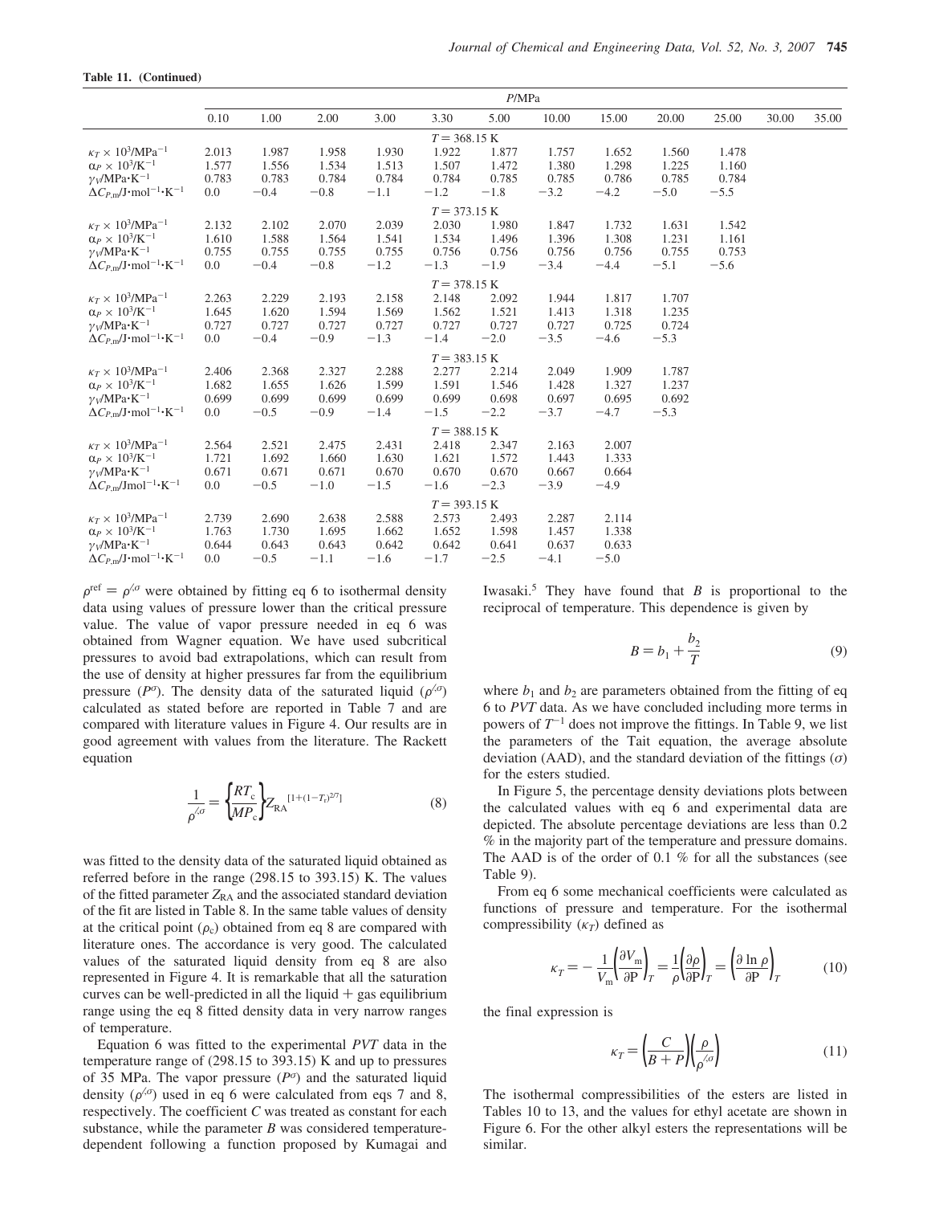**Table 11. (Continued)**

| | P/MPa | | | | | | | | | | | |
|---|---|---|---|---|---|---|---|---|---|---|---|---|
| | 0.10 | 1.00 | 2.00 | 3.00 | 3.30 | 5.00 | 10.00 | 15.00 | 20.00 | 25.00 | 30.00 | 35.00 |
| | | | | | $T = 368.15$ K | | | | | | | |
| $\kappa_T \times 10^3$/MPa$^{-1}$ | 2.013 | 1.987 | 1.958 | 1.930 | 1.922 | 1.877 | 1.757 | 1.652 | 1.560 | 1.478 | | |
| $\alpha_P \times 10^3$/K$^{-1}$ | 1.577 | 1.556 | 1.534 | 1.513 | 1.507 | 1.472 | 1.380 | 1.298 | 1.225 | 1.160 | | |
| $\gamma_V$/MPa·K$^{-1}$ | 0.783 | 0.783 | 0.784 | 0.784 | 0.784 | 0.785 | 0.785 | 0.786 | 0.785 | 0.784 | | |
| $\Delta C_{P,m}$/J·mol$^{-1}$·K$^{-1}$ | 0.0 | −0.4 | −0.8 | −1.1 | −1.2 | −1.8 | −3.2 | −4.2 | −5.0 | −5.5 | | |
| | | | | | $T = 373.15$ K | | | | | | | |
| $\kappa_T \times 10^3$/MPa$^{-1}$ | 2.132 | 2.102 | 2.070 | 2.039 | 2.030 | 1.980 | 1.847 | 1.732 | 1.631 | 1.542 | | |
| $\alpha_P \times 10^3$/K$^{-1}$ | 1.610 | 1.588 | 1.564 | 1.541 | 1.534 | 1.496 | 1.396 | 1.308 | 1.231 | 1.161 | | |
| $\gamma_V$/MPa·K$^{-1}$ | 0.755 | 0.755 | 0.755 | 0.755 | 0.756 | 0.756 | 0.756 | 0.756 | 0.755 | 0.753 | | |
| $\Delta C_{P,m}$/J·mol$^{-1}$·K$^{-1}$ | 0.0 | −0.4 | −0.8 | −1.2 | −1.3 | −1.9 | −3.4 | −4.4 | −5.1 | −5.6 | | |
| | | | | | $T = 378.15$ K | | | | | | | |
| $\kappa_T \times 10^3$/MPa$^{-1}$ | 2.263 | 2.229 | 2.193 | 2.158 | 2.148 | 2.092 | 1.944 | 1.817 | 1.707 | | | |
| $\alpha_P \times 10^3$/K$^{-1}$ | 1.645 | 1.620 | 1.594 | 1.569 | 1.562 | 1.521 | 1.413 | 1.318 | 1.235 | | | |
| $\gamma_V$/MPa·K$^{-1}$ | 0.727 | 0.727 | 0.727 | 0.727 | 0.727 | 0.727 | 0.727 | 0.725 | 0.724 | | | |
| $\Delta C_{P,m}$/J·mol$^{-1}$·K$^{-1}$ | 0.0 | −0.4 | −0.9 | −1.3 | −1.4 | −2.0 | −3.5 | −4.6 | −5.3 | | | |
| | | | | | $T = 383.15$ K | | | | | | | |
| $\kappa_T \times 10^3$/MPa$^{-1}$ | 2.406 | 2.368 | 2.327 | 2.288 | 2.277 | 2.214 | 2.049 | 1.909 | 1.787 | | | |
| $\alpha_P \times 10^3$/K$^{-1}$ | 1.682 | 1.655 | 1.626 | 1.599 | 1.591 | 1.546 | 1.428 | 1.327 | 1.237 | | | |
| $\gamma_V$/MPa·K$^{-1}$ | 0.699 | 0.699 | 0.699 | 0.699 | 0.699 | 0.698 | 0.697 | 0.695 | 0.692 | | | |
| $\Delta C_{P,m}$/J·mol$^{-1}$·K$^{-1}$ | 0.0 | −0.5 | −0.9 | −1.4 | −1.5 | −2.2 | −3.7 | −4.7 | −5.3 | | | |
| | | | | | $T = 388.15$ K | | | | | | | |
| $\kappa_T \times 10^3$/MPa$^{-1}$ | 2.564 | 2.521 | 2.475 | 2.431 | 2.418 | 2.347 | 2.163 | 2.007 | | | | |
| $\alpha_P \times 10^3$/K$^{-1}$ | 1.721 | 1.692 | 1.660 | 1.630 | 1.621 | 1.572 | 1.443 | 1.333 | | | | |
| $\gamma_V$/MPa·K$^{-1}$ | 0.671 | 0.671 | 0.671 | 0.670 | 0.670 | 0.670 | 0.667 | 0.664 | | | | |
| $\Delta C_{P,m}$/Jmol$^{-1}$·K$^{-1}$ | 0.0 | −0.5 | −1.0 | −1.5 | −1.6 | −2.3 | −3.9 | −4.9 | | | | |
| | | | | | $T = 393.15$ K | | | | | | | |
| $\kappa_T \times 10^3$/MPa$^{-1}$ | 2.739 | 2.690 | 2.638 | 2.588 | 2.573 | 2.493 | 2.287 | 2.114 | | | | |
| $\alpha_P \times 10^3$/K$^{-1}$ | 1.763 | 1.730 | 1.695 | 1.662 | 1.652 | 1.598 | 1.457 | 1.338 | | | | |
| $\gamma_V$/MPa·K$^{-1}$ | 0.644 | 0.643 | 0.643 | 0.642 | 0.642 | 0.641 | 0.637 | 0.633 | | | | |
| $\Delta C_{P,m}$/J·mol$^{-1}$·K$^{-1}$ | 0.0 | −0.5 | −1.1 | −1.6 | −1.7 | −2.5 | −4.1 | −5.0 | | | | |

$\rho^{\text{ref}} = \rho^{l,\sigma}$ were obtained by fitting eq 6 to isothermal density data using values of pressure lower than the critical pressure value. The value of vapor pressure needed in eq 6 was obtained from Wagner equation. We have used subcritical pressures to avoid bad extrapolations, which can result from the use of density at higher pressures far from the equilibrium pressure ($P^\sigma$). The density data of the saturated liquid ($\rho^{l,\sigma}$) calculated as stated before are reported in Table 7 and are compared with literature values in Figure 4. Our results are in good agreement with values from the literature. The Rackett equation

$$\frac{1}{\rho^{l,\sigma}} = \left\{\frac{RT_c}{MP_c}\right\} Z_{\text{RA}}^{[1+(1-T_r)^{2/7}]} \tag{8}$$

was fitted to the density data of the saturated liquid obtained as referred before in the range (298.15 to 393.15) K. The values of the fitted parameter $Z_{\text{RA}}$ and the associated standard deviation of the fit are listed in Table 8. In the same table values of density at the critical point ($\rho_c$) obtained from eq 8 are compared with literature ones. The accordance is very good. The calculated values of the saturated liquid density from eq 8 are also represented in Figure 4. It is remarkable that all the saturation curves can be well-predicted in all the liquid + gas equilibrium range using the eq 8 fitted density data in very narrow ranges of temperature.

Equation 6 was fitted to the experimental *PVT* data in the temperature range of (298.15 to 393.15) K and up to pressures of 35 MPa. The vapor pressure ($P^\sigma$) and the saturated liquid density ($\rho^{l,\sigma}$) used in eq 6 were calculated from eqs 7 and 8, respectively. The coefficient $C$ was treated as constant for each substance, while the parameter $B$ was considered temperature-dependent following a function proposed by Kumagai and Iwasaki.[5] They have found that $B$ is proportional to the reciprocal of temperature. This dependence is given by

$$B = b_1 + \frac{b_2}{T} \tag{9}$$

where $b_1$ and $b_2$ are parameters obtained from the fitting of eq 6 to *PVT* data. As we have concluded including more terms in powers of $T^{-1}$ does not improve the fittings. In Table 9, we list the parameters of the Tait equation, the average absolute deviation (AAD), and the standard deviation of the fittings ($\sigma$) for the esters studied.

In Figure 5, the percentage density deviations plots between the calculated values with eq 6 and experimental data are depicted. The absolute percentage deviations are less than 0.2 % in the majority part of the temperature and pressure domains. The AAD is of the order of 0.1 % for all the substances (see Table 9).

From eq 6 some mechanical coefficients were calculated as functions of pressure and temperature. For the isothermal compressibility ($\kappa_T$) defined as

$$\kappa_T = -\frac{1}{V_m}\left(\frac{\partial V_m}{\partial P}\right)_T = \frac{1}{\rho}\left(\frac{\partial \rho}{\partial P}\right)_T = \left(\frac{\partial \ln \rho}{\partial P}\right)_T \tag{10}$$

the final expression is

$$\kappa_T = \left(\frac{C}{B+P}\right)\left(\frac{\rho}{\rho^{l,\sigma}}\right) \tag{11}$$

The isothermal compressibilities of the esters are listed in Tables 10 to 13, and the values for ethyl acetate are shown in Figure 6. For the other alkyl esters the representations will be similar.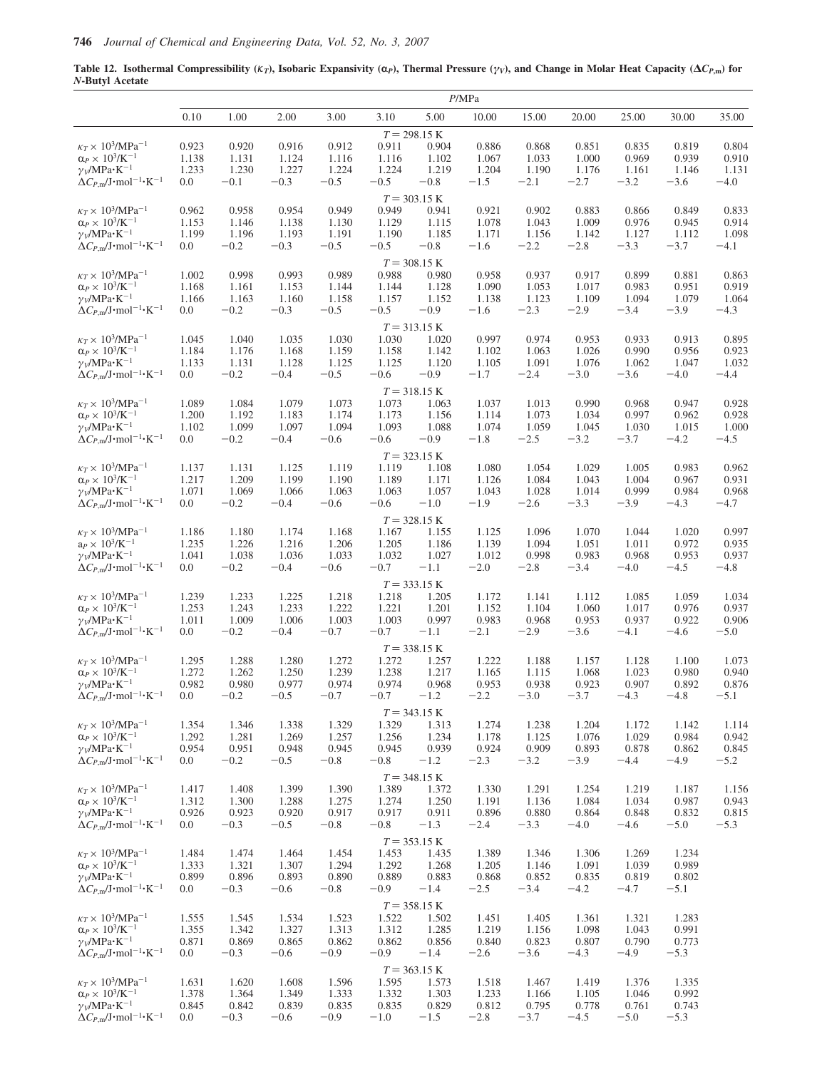**Table 12. Isothermal Compressibility ($\kappa_T$), Isobaric Expansivity ($\alpha_P$), Thermal Pressure ($\gamma_V$), and Change in Molar Heat Capacity ($\Delta C_{P,m}$) for *N*-Butyl Acetate**

| | *P*/MPa | | | | | | | | | | | |
|---|---|---|---|---|---|---|---|---|---|---|---|---|
| | 0.10 | 1.00 | 2.00 | 3.00 | 3.10 | 5.00 | 10.00 | 15.00 | 20.00 | 25.00 | 30.00 | 35.00 |
| | | | | | $T = 298.15$ K | | | | | | | |
| $\kappa_T \times 10^3$/MPa$^{-1}$ | 0.923 | 0.920 | 0.916 | 0.912 | 0.911 | 0.904 | 0.886 | 0.868 | 0.851 | 0.835 | 0.819 | 0.804 |
| $\alpha_P \times 10^3$/K$^{-1}$ | 1.138 | 1.131 | 1.124 | 1.116 | 1.116 | 1.102 | 1.067 | 1.033 | 1.000 | 0.969 | 0.939 | 0.910 |
| $\gamma_V$/MPa·K$^{-1}$ | 1.233 | 1.230 | 1.227 | 1.224 | 1.224 | 1.219 | 1.204 | 1.190 | 1.176 | 1.161 | 1.146 | 1.131 |
| $\Delta C_{P,m}$/J·mol$^{-1}$·K$^{-1}$ | 0.0 | −0.1 | −0.3 | −0.5 | −0.5 | −0.8 | −1.5 | −2.1 | −2.7 | −3.2 | −3.6 | −4.0 |
| | | | | | $T = 303.15$ K | | | | | | | |
| $\kappa_T \times 10^3$/MPa$^{-1}$ | 0.962 | 0.958 | 0.954 | 0.949 | 0.949 | 0.941 | 0.921 | 0.902 | 0.883 | 0.866 | 0.849 | 0.833 |
| $\alpha_P \times 10^3$/K$^{-1}$ | 1.153 | 1.146 | 1.138 | 1.130 | 1.129 | 1.115 | 1.078 | 1.043 | 1.009 | 0.976 | 0.945 | 0.914 |
| $\gamma_V$/MPa·K$^{-1}$ | 1.199 | 1.196 | 1.193 | 1.191 | 1.190 | 1.185 | 1.171 | 1.156 | 1.142 | 1.127 | 1.112 | 1.098 |
| $\Delta C_{P,m}$/J·mol$^{-1}$·K$^{-1}$ | 0.0 | −0.2 | −0.3 | −0.5 | −0.5 | −0.8 | −1.6 | −2.2 | −2.8 | −3.3 | −3.7 | −4.1 |
| | | | | | $T = 308.15$ K | | | | | | | |
| $\kappa_T \times 10^3$/MPa$^{-1}$ | 1.002 | 0.998 | 0.993 | 0.989 | 0.988 | 0.980 | 0.958 | 0.937 | 0.917 | 0.899 | 0.881 | 0.863 |
| $\alpha_P \times 10^3$/K$^{-1}$ | 1.168 | 1.161 | 1.153 | 1.144 | 1.144 | 1.128 | 1.090 | 1.053 | 1.017 | 0.983 | 0.951 | 0.919 |
| $\gamma_V$/MPa·K$^{-1}$ | 1.166 | 1.163 | 1.160 | 1.158 | 1.157 | 1.152 | 1.138 | 1.123 | 1.109 | 1.094 | 1.079 | 1.064 |
| $\Delta C_{P,m}$/J·mol$^{-1}$·K$^{-1}$ | 0.0 | −0.2 | −0.3 | −0.5 | −0.5 | −0.9 | −1.6 | −2.3 | −2.9 | −3.4 | −3.9 | −4.3 |
| | | | | | $T = 313.15$ K | | | | | | | |
| $\kappa_T \times 10^3$/MPa$^{-1}$ | 1.045 | 1.040 | 1.035 | 1.030 | 1.030 | 1.020 | 0.997 | 0.974 | 0.953 | 0.933 | 0.913 | 0.895 |
| $\alpha_P \times 10^3$/K$^{-1}$ | 1.184 | 1.176 | 1.168 | 1.159 | 1.158 | 1.142 | 1.102 | 1.063 | 1.026 | 0.990 | 0.956 | 0.923 |
| $\gamma_V$/MPa·K$^{-1}$ | 1.133 | 1.131 | 1.128 | 1.125 | 1.125 | 1.120 | 1.105 | 1.091 | 1.076 | 1.062 | 1.047 | 1.032 |
| $\Delta C_{P,m}$/J·mol$^{-1}$·K$^{-1}$ | 0.0 | −0.2 | −0.4 | −0.5 | −0.6 | −0.9 | −1.7 | −2.4 | −3.0 | −3.6 | −4.0 | −4.4 |
| | | | | | $T = 318.15$ K | | | | | | | |
| $\kappa_T \times 10^3$/MPa$^{-1}$ | 1.089 | 1.084 | 1.079 | 1.073 | 1.073 | 1.063 | 1.037 | 1.013 | 0.990 | 0.968 | 0.947 | 0.928 |
| $\alpha_P \times 10^3$/K$^{-1}$ | 1.200 | 1.192 | 1.183 | 1.174 | 1.173 | 1.156 | 1.114 | 1.073 | 1.034 | 0.997 | 0.962 | 0.928 |
| $\gamma_V$/MPa·K$^{-1}$ | 1.102 | 1.099 | 1.097 | 1.094 | 1.093 | 1.088 | 1.074 | 1.059 | 1.045 | 1.030 | 1.015 | 1.000 |
| $\Delta C_{P,m}$/J·mol$^{-1}$·K$^{-1}$ | 0.0 | −0.2 | −0.4 | −0.6 | −0.6 | −0.9 | −1.8 | −2.5 | −3.2 | −3.7 | −4.2 | −4.5 |
| | | | | | $T = 323.15$ K | | | | | | | |
| $\kappa_T \times 10^3$/MPa$^{-1}$ | 1.137 | 1.131 | 1.125 | 1.119 | 1.119 | 1.108 | 1.080 | 1.054 | 1.029 | 1.005 | 0.983 | 0.962 |
| $\alpha_P \times 10^3$/K$^{-1}$ | 1.217 | 1.209 | 1.199 | 1.190 | 1.189 | 1.171 | 1.126 | 1.084 | 1.043 | 1.004 | 0.967 | 0.931 |
| $\gamma_V$/MPa·K$^{-1}$ | 1.071 | 1.069 | 1.066 | 1.063 | 1.063 | 1.057 | 1.043 | 1.028 | 1.014 | 0.999 | 0.984 | 0.968 |
| $\Delta C_{P,m}$/J·mol$^{-1}$·K$^{-1}$ | 0.0 | −0.2 | −0.4 | −0.6 | −0.6 | −1.0 | −1.9 | −2.6 | −3.3 | −3.9 | −4.3 | −4.7 |
| | | | | | $T = 328.15$ K | | | | | | | |
| $\kappa_T \times 10^3$/MPa$^{-1}$ | 1.186 | 1.180 | 1.174 | 1.168 | 1.167 | 1.155 | 1.125 | 1.096 | 1.070 | 1.044 | 1.020 | 0.997 |
| $a_P \times 10^3$/K$^{-1}$ | 1.235 | 1.226 | 1.216 | 1.206 | 1.205 | 1.186 | 1.139 | 1.094 | 1.051 | 1.011 | 0.972 | 0.935 |
| $\gamma_V$/MPa·K$^{-1}$ | 1.041 | 1.038 | 1.036 | 1.033 | 1.032 | 1.027 | 1.012 | 0.998 | 0.983 | 0.968 | 0.953 | 0.937 |
| $\Delta C_{P,m}$/J·mol$^{-1}$·K$^{-1}$ | 0.0 | −0.2 | −0.4 | −0.6 | −0.7 | −1.1 | −2.0 | −2.8 | −3.4 | −4.0 | −4.5 | −4.8 |
| | | | | | $T = 333.15$ K | | | | | | | |
| $\kappa_T \times 10^3$/MPa$^{-1}$ | 1.239 | 1.233 | 1.225 | 1.218 | 1.218 | 1.205 | 1.172 | 1.141 | 1.112 | 1.085 | 1.059 | 1.034 |
| $\alpha_P \times 10^3$/K$^{-1}$ | 1.253 | 1.243 | 1.233 | 1.222 | 1.221 | 1.201 | 1.152 | 1.104 | 1.060 | 1.017 | 0.976 | 0.937 |
| $\gamma_V$/MPa·K$^{-1}$ | 1.011 | 1.009 | 1.006 | 1.003 | 1.003 | 0.997 | 0.983 | 0.968 | 0.953 | 0.937 | 0.922 | 0.906 |
| $\Delta C_{P,m}$/J·mol$^{-1}$·K$^{-1}$ | 0.0 | −0.2 | −0.4 | −0.7 | −0.7 | −1.1 | −2.1 | −2.9 | −3.6 | −4.1 | −4.6 | −5.0 |
| | | | | | $T = 338.15$ K | | | | | | | |
| $\kappa_T \times 10^3$/MPa$^{-1}$ | 1.295 | 1.288 | 1.280 | 1.272 | 1.272 | 1.257 | 1.222 | 1.188 | 1.157 | 1.128 | 1.100 | 1.073 |
| $\alpha_P \times 10^3$/K$^{-1}$ | 1.272 | 1.262 | 1.250 | 1.239 | 1.238 | 1.217 | 1.165 | 1.115 | 1.068 | 1.023 | 0.980 | 0.940 |
| $\gamma_V$/MPa·K$^{-1}$ | 0.982 | 0.980 | 0.977 | 0.974 | 0.974 | 0.968 | 0.953 | 0.938 | 0.923 | 0.907 | 0.892 | 0.876 |
| $\Delta C_{P,m}$/J·mol$^{-1}$·K$^{-1}$ | 0.0 | −0.2 | −0.5 | −0.7 | −0.7 | −1.2 | −2.2 | −3.0 | −3.7 | −4.3 | −4.8 | −5.1 |
| | | | | | $T = 343.15$ K | | | | | | | |
| $\kappa_T \times 10^3$/MPa$^{-1}$ | 1.354 | 1.346 | 1.338 | 1.329 | 1.329 | 1.313 | 1.274 | 1.238 | 1.204 | 1.172 | 1.142 | 1.114 |
| $\alpha_P \times 10^3$/K$^{-1}$ | 1.292 | 1.281 | 1.269 | 1.257 | 1.256 | 1.234 | 1.178 | 1.125 | 1.076 | 1.029 | 0.984 | 0.942 |
| $\gamma_V$/MPa·K$^{-1}$ | 0.954 | 0.951 | 0.948 | 0.945 | 0.945 | 0.939 | 0.924 | 0.909 | 0.893 | 0.878 | 0.862 | 0.845 |
| $\Delta C_{P,m}$/J·mol$^{-1}$·K$^{-1}$ | 0.0 | −0.2 | −0.5 | −0.8 | −0.8 | −1.2 | −2.3 | −3.2 | −3.9 | −4.4 | −4.9 | −5.2 |
| | | | | | $T = 348.15$ K | | | | | | | |
| $\kappa_T \times 10^3$/MPa$^{-1}$ | 1.417 | 1.408 | 1.399 | 1.390 | 1.389 | 1.372 | 1.330 | 1.291 | 1.254 | 1.219 | 1.187 | 1.156 |
| $\alpha_P \times 10^3$/K$^{-1}$ | 1.312 | 1.300 | 1.288 | 1.275 | 1.274 | 1.250 | 1.191 | 1.136 | 1.084 | 1.034 | 0.987 | 0.943 |
| $\gamma_V$/MPa·K$^{-1}$ | 0.926 | 0.923 | 0.920 | 0.917 | 0.917 | 0.911 | 0.896 | 0.880 | 0.864 | 0.848 | 0.832 | 0.815 |
| $\Delta C_{P,m}$/J·mol$^{-1}$·K$^{-1}$ | 0.0 | −0.3 | −0.5 | −0.8 | −0.8 | −1.3 | −2.4 | −3.3 | −4.0 | −4.6 | −5.0 | −5.3 |
| | | | | | $T = 353.15$ K | | | | | | | |
| $\kappa_T \times 10^3$/MPa$^{-1}$ | 1.484 | 1.474 | 1.464 | 1.454 | 1.453 | 1.435 | 1.389 | 1.346 | 1.306 | 1.269 | 1.234 | |
| $\alpha_P \times 10^3$/K$^{-1}$ | 1.333 | 1.321 | 1.307 | 1.294 | 1.292 | 1.268 | 1.205 | 1.146 | 1.091 | 1.039 | 0.989 | |
| $\gamma_V$/MPa·K$^{-1}$ | 0.899 | 0.896 | 0.893 | 0.890 | 0.889 | 0.883 | 0.868 | 0.852 | 0.835 | 0.819 | 0.802 | |
| $\Delta C_{P,m}$/J·mol$^{-1}$·K$^{-1}$ | 0.0 | −0.3 | −0.6 | −0.8 | −0.9 | −1.4 | −2.5 | −3.4 | −4.2 | −4.7 | −5.1 | |
| | | | | | $T = 358.15$ K | | | | | | | |
| $\kappa_T \times 10^3$/MPa$^{-1}$ | 1.555 | 1.545 | 1.534 | 1.523 | 1.522 | 1.502 | 1.451 | 1.405 | 1.361 | 1.321 | 1.283 | |
| $\alpha_P \times 10^3$/K$^{-1}$ | 1.355 | 1.342 | 1.327 | 1.313 | 1.312 | 1.285 | 1.219 | 1.156 | 1.098 | 1.043 | 0.991 | |
| $\gamma_V$/MPa·K$^{-1}$ | 0.871 | 0.869 | 0.865 | 0.862 | 0.862 | 0.856 | 0.840 | 0.823 | 0.807 | 0.790 | 0.773 | |
| $\Delta C_{P,m}$/J·mol$^{-1}$·K$^{-1}$ | 0.0 | −0.3 | −0.6 | −0.9 | −0.9 | −1.4 | −2.6 | −3.6 | −4.3 | −4.9 | −5.3 | |
| | | | | | $T = 363.15$ K | | | | | | | |
| $\kappa_T \times 10^3$/MPa$^{-1}$ | 1.631 | 1.620 | 1.608 | 1.596 | 1.595 | 1.573 | 1.518 | 1.467 | 1.419 | 1.376 | 1.335 | |
| $\alpha_P \times 10^3$/K$^{-1}$ | 1.378 | 1.364 | 1.349 | 1.333 | 1.332 | 1.303 | 1.233 | 1.166 | 1.105 | 1.046 | 0.992 | |
| $\gamma_V$/MPa·K$^{-1}$ | 0.845 | 0.842 | 0.839 | 0.835 | 0.835 | 0.829 | 0.812 | 0.795 | 0.778 | 0.761 | 0.743 | |
| $\Delta C_{P,m}$/J·mol$^{-1}$·K$^{-1}$ | 0.0 | −0.3 | −0.6 | −0.9 | −1.0 | −1.5 | −2.8 | −3.7 | −4.5 | −5.0 | −5.3 | |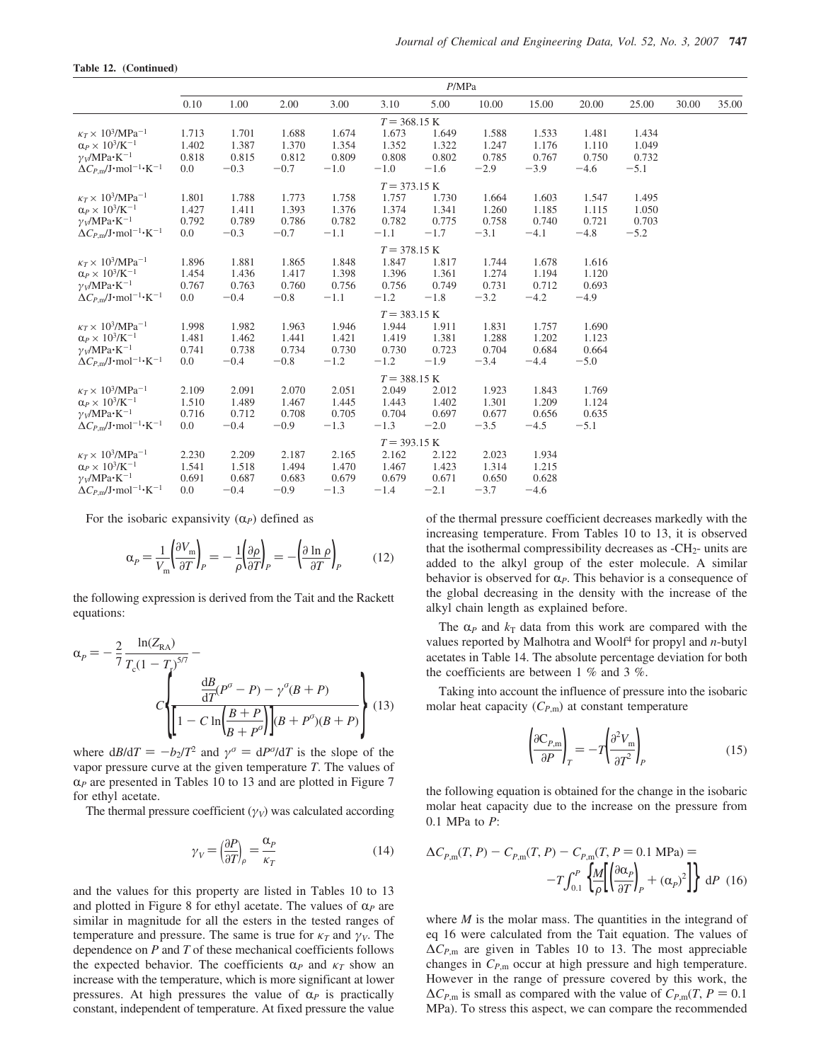**Table 12. (Continued)**

| | P/MPa | | | | | | | | | | | |
|---|---|---|---|---|---|---|---|---|---|---|---|---|
| | 0.10 | 1.00 | 2.00 | 3.00 | 3.10 | 5.00 | 10.00 | 15.00 | 20.00 | 25.00 | 30.00 | 35.00 |
| | | | | | $T = 368.15$ K | | | | | | | |
| $\kappa_T \times 10^3$/MPa$^{-1}$ | 1.713 | 1.701 | 1.688 | 1.674 | 1.673 | 1.649 | 1.588 | 1.533 | 1.481 | 1.434 | | |
| $\alpha_P \times 10^3$/K$^{-1}$ | 1.402 | 1.387 | 1.370 | 1.354 | 1.352 | 1.322 | 1.247 | 1.176 | 1.110 | 1.049 | | |
| $\gamma_V$/MPa·K$^{-1}$ | 0.818 | 0.815 | 0.812 | 0.809 | 0.808 | 0.802 | 0.785 | 0.767 | 0.750 | 0.732 | | |
| $\Delta C_{P,m}$/J·mol$^{-1}$·K$^{-1}$ | 0.0 | −0.3 | −0.7 | −1.0 | −1.0 | −1.6 | −2.9 | −3.9 | −4.6 | −5.1 | | |
| | | | | | $T = 373.15$ K | | | | | | | |
| $\kappa_T \times 10^3$/MPa$^{-1}$ | 1.801 | 1.788 | 1.773 | 1.758 | 1.757 | 1.730 | 1.664 | 1.603 | 1.547 | 1.495 | | |
| $\alpha_P \times 10^3$/K$^{-1}$ | 1.427 | 1.411 | 1.393 | 1.376 | 1.374 | 1.341 | 1.260 | 1.185 | 1.115 | 1.050 | | |
| $\gamma_V$/MPa·K$^{-1}$ | 0.792 | 0.789 | 0.786 | 0.782 | 0.782 | 0.775 | 0.758 | 0.740 | 0.721 | 0.703 | | |
| $\Delta C_{P,m}$/J·mol$^{-1}$·K$^{-1}$ | 0.0 | −0.3 | −0.7 | −1.1 | −1.1 | −1.7 | −3.1 | −4.1 | −4.8 | −5.2 | | |
| | | | | | $T = 378.15$ K | | | | | | | |
| $\kappa_T \times 10^3$/MPa$^{-1}$ | 1.896 | 1.881 | 1.865 | 1.848 | 1.847 | 1.817 | 1.744 | 1.678 | 1.616 | | | |
| $\alpha_P \times 10^3$/K$^{-1}$ | 1.454 | 1.436 | 1.417 | 1.398 | 1.396 | 1.361 | 1.274 | 1.194 | 1.120 | | | |
| $\gamma_V$/MPa·K$^{-1}$ | 0.767 | 0.763 | 0.760 | 0.756 | 0.756 | 0.749 | 0.731 | 0.712 | 0.693 | | | |
| $\Delta C_{P,m}$/J·mol$^{-1}$·K$^{-1}$ | 0.0 | −0.4 | −0.8 | −1.1 | −1.2 | −1.8 | −3.2 | −4.2 | −4.9 | | | |
| | | | | | $T = 383.15$ K | | | | | | | |
| $\kappa_T \times 10^3$/MPa$^{-1}$ | 1.998 | 1.982 | 1.963 | 1.946 | 1.944 | 1.911 | 1.831 | 1.757 | 1.690 | | | |
| $\alpha_P \times 10^3$/K$^{-1}$ | 1.481 | 1.462 | 1.441 | 1.421 | 1.419 | 1.381 | 1.288 | 1.202 | 1.123 | | | |
| $\gamma_V$/MPa·K$^{-1}$ | 0.741 | 0.738 | 0.734 | 0.730 | 0.730 | 0.723 | 0.704 | 0.684 | 0.664 | | | |
| $\Delta C_{P,m}$/J·mol$^{-1}$·K$^{-1}$ | 0.0 | −0.4 | −0.8 | −1.2 | −1.2 | −1.9 | −3.4 | −4.4 | −5.0 | | | |
| | | | | | $T = 388.15$ K | | | | | | | |
| $\kappa_T \times 10^3$/MPa$^{-1}$ | 2.109 | 2.091 | 2.070 | 2.051 | 2.049 | 2.012 | 1.923 | 1.843 | 1.769 | | | |
| $\alpha_P \times 10^3$/K$^{-1}$ | 1.510 | 1.489 | 1.467 | 1.445 | 1.443 | 1.402 | 1.301 | 1.209 | 1.124 | | | |
| $\gamma_V$/MPa·K$^{-1}$ | 0.716 | 0.712 | 0.708 | 0.705 | 0.704 | 0.697 | 0.677 | 0.656 | 0.635 | | | |
| $\Delta C_{P,m}$/J·mol$^{-1}$·K$^{-1}$ | 0.0 | −0.4 | −0.9 | −1.3 | −1.3 | −2.0 | −3.5 | −4.5 | −5.1 | | | |
| | | | | | $T = 393.15$ K | | | | | | | |
| $\kappa_T \times 10^3$/MPa$^{-1}$ | 2.230 | 2.209 | 2.187 | 2.165 | 2.162 | 2.122 | 2.023 | 1.934 | | | | |
| $\alpha_P \times 10^3$/K$^{-1}$ | 1.541 | 1.518 | 1.494 | 1.470 | 1.467 | 1.423 | 1.314 | 1.215 | | | | |
| $\gamma_V$/MPa·K$^{-1}$ | 0.691 | 0.687 | 0.683 | 0.679 | 0.679 | 0.671 | 0.650 | 0.628 | | | | |
| $\Delta C_{P,m}$/J·mol$^{-1}$·K$^{-1}$ | 0.0 | −0.4 | −0.9 | −1.3 | −1.4 | −2.1 | −3.7 | −4.6 | | | | |

For the isobaric expansivity ($\alpha_P$) defined as

$$\alpha_P = \frac{1}{V_m}\left(\frac{\partial V_m}{\partial T}\right)_P = -\frac{1}{\rho}\left(\frac{\partial \rho}{\partial T}\right)_P = -\left(\frac{\partial \ln \rho}{\partial T}\right)_P \qquad (12)$$

the following expression is derived from the Tait and the Rackett equations:

$$\alpha_P = -\frac{2}{7}\frac{\ln(Z_{RA})}{T_c(1-T_r)^{5/7}} - C\left\{\frac{\frac{dB}{dT}(P^\sigma - P) - \gamma^\sigma(B+P)}{\left[1 - C\ln\left(\frac{B+P}{B+P^\sigma}\right)\right](B+P^\sigma)(B+P)}\right\} \qquad (13)$$

where $dB/dT = -b_2/T^2$ and $\gamma^\sigma = dP^\sigma/dT$ is the slope of the vapor pressure curve at the given temperature $T$. The values of $\alpha_P$ are presented in Tables 10 to 13 and are plotted in Figure 7 for ethyl acetate.

The thermal pressure coefficient ($\gamma_V$) was calculated according

$$\gamma_V = \left(\frac{\partial P}{\partial T}\right)_\rho = \frac{\alpha_P}{\kappa_T} \qquad (14)$$

and the values for this property are listed in Tables 10 to 13 and plotted in Figure 8 for ethyl acetate. The values of $\alpha_P$ are similar in magnitude for all the esters in the tested ranges of temperature and pressure. The same is true for $\kappa_T$ and $\gamma_V$. The dependence on $P$ and $T$ of these mechanical coefficients follows the expected behavior. The coefficients $\alpha_P$ and $\kappa_T$ show an increase with the temperature, which is more significant at lower pressures. At high pressures the value of $\alpha_P$ is practically constant, independent of temperature. At fixed pressure the value of the thermal pressure coefficient decreases markedly with the increasing temperature. From Tables 10 to 13, it is observed that the isothermal compressibility decreases as -$CH_2$- units are added to the alkyl group of the ester molecule. A similar behavior is observed for $\alpha_P$. This behavior is a consequence of the global decreasing in the density with the increase of the alkyl chain length as explained before.

The $\alpha_P$ and $k_T$ data from this work are compared with the values reported by Malhotra and Woolf[4] for propyl and $n$-butyl acetates in Table 14. The absolute percentage deviation for both the coefficients are between 1 % and 3 %.

Taking into account the influence of pressure into the isobaric molar heat capacity ($C_{P,m}$) at constant temperature

$$\left(\frac{\partial C_{P,m}}{\partial P}\right)_T = -T\left(\frac{\partial^2 V_m}{\partial T^2}\right)_P \qquad (15)$$

the following equation is obtained for the change in the isobaric molar heat capacity due to the increase on the pressure from 0.1 MPa to $P$:

$$\Delta C_{P,m}(T,P) - C_{P,m}(T,P) - C_{P,m}(T, P = 0.1\text{ MPa}) = -T\int_{0.1}^{P}\left\{\frac{M}{\rho}\left[\left(\frac{\partial \alpha_P}{\partial T}\right)_P + (\alpha_P)^2\right]\right\} dP \qquad (16)$$

where $M$ is the molar mass. The quantities in the integrand of eq 16 were calculated from the Tait equation. The values of $\Delta C_{P,m}$ are given in Tables 10 to 13. The most appreciable changes in $C_{P,m}$ occur at high pressure and high temperature. However in the range of pressure covered by this work, the $\Delta C_{P,m}$ is small as compared with the value of $C_{P,m}(T, P = 0.1$ MPa). To stress this aspect, we can compare the recommended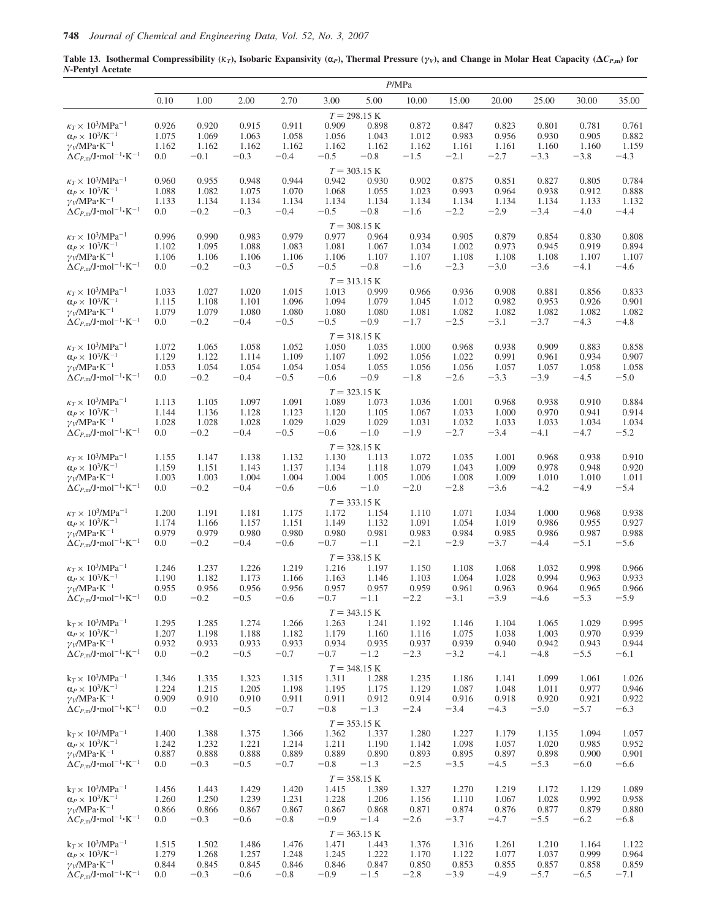**Table 13. Isothermal Compressibility ($\kappa_T$), Isobaric Expansivity ($\alpha_P$), Thermal Pressure ($\gamma_V$), and Change in Molar Heat Capacity ($\Delta C_{P,m}$) for N-Pentyl Acetate**

| | *P*/MPa | | | | | | | | | | | |
|---|---|---|---|---|---|---|---|---|---|---|---|---|
| | 0.10 | 1.00 | 2.00 | 2.70 | 3.00 | 5.00 | 10.00 | 15.00 | 20.00 | 25.00 | 30.00 | 35.00 |
| | | | | | $T = 298.15$ K | | | | | | | |
| $\kappa_T \times 10^3$/MPa$^{-1}$ | 0.926 | 0.920 | 0.915 | 0.911 | 0.909 | 0.898 | 0.872 | 0.847 | 0.823 | 0.801 | 0.781 | 0.761 |
| $\alpha_P \times 10^3$/K$^{-1}$ | 1.075 | 1.069 | 1.063 | 1.058 | 1.056 | 1.043 | 1.012 | 0.983 | 0.956 | 0.930 | 0.905 | 0.882 |
| $\gamma_V$/MPa·K$^{-1}$ | 1.162 | 1.162 | 1.162 | 1.162 | 1.162 | 1.162 | 1.162 | 1.161 | 1.161 | 1.160 | 1.160 | 1.159 |
| $\Delta C_{P,m}$/J·mol$^{-1}$·K$^{-1}$ | 0.0 | −0.1 | −0.3 | −0.4 | −0.5 | −0.8 | −1.5 | −2.1 | −2.7 | −3.3 | −3.8 | −4.3 |
| | | | | | $T = 303.15$ K | | | | | | | |
| $\kappa_T \times 10^3$/MPa$^{-1}$ | 0.960 | 0.955 | 0.948 | 0.944 | 0.942 | 0.930 | 0.902 | 0.875 | 0.851 | 0.827 | 0.805 | 0.784 |
| $\alpha_P \times 10^3$/K$^{-1}$ | 1.088 | 1.082 | 1.075 | 1.070 | 1.068 | 1.055 | 1.023 | 0.993 | 0.964 | 0.938 | 0.912 | 0.888 |
| $\gamma_V$/MPa·K$^{-1}$ | 1.133 | 1.134 | 1.134 | 1.134 | 1.134 | 1.134 | 1.134 | 1.134 | 1.134 | 1.134 | 1.133 | 1.132 |
| $\Delta C_{P,m}$/J·mol$^{-1}$·K$^{-1}$ | 0.0 | −0.2 | −0.3 | −0.4 | −0.5 | −0.8 | −1.6 | −2.2 | −2.9 | −3.4 | −4.0 | −4.4 |
| | | | | | $T = 308.15$ K | | | | | | | |
| $\kappa_T \times 10^3$/MPa$^{-1}$ | 0.996 | 0.990 | 0.983 | 0.979 | 0.977 | 0.964 | 0.934 | 0.905 | 0.879 | 0.854 | 0.830 | 0.808 |
| $\alpha_P \times 10^3$/K$^{-1}$ | 1.102 | 1.095 | 1.088 | 1.083 | 1.081 | 1.067 | 1.034 | 1.002 | 0.973 | 0.945 | 0.919 | 0.894 |
| $\gamma_V$/MPa·K$^{-1}$ | 1.106 | 1.106 | 1.106 | 1.106 | 1.106 | 1.107 | 1.107 | 1.108 | 1.108 | 1.108 | 1.107 | 1.107 |
| $\Delta C_{P,m}$/J·mol$^{-1}$·K$^{-1}$ | 0.0 | −0.2 | −0.3 | −0.5 | −0.5 | −0.8 | −1.6 | −2.3 | −3.0 | −3.6 | −4.1 | −4.6 |
| | | | | | $T = 313.15$ K | | | | | | | |
| $\kappa_T \times 10^3$/MPa$^{-1}$ | 1.033 | 1.027 | 1.020 | 1.015 | 1.013 | 0.999 | 0.966 | 0.936 | 0.908 | 0.881 | 0.856 | 0.833 |
| $\alpha_P \times 10^3$/K$^{-1}$ | 1.115 | 1.108 | 1.101 | 1.096 | 1.094 | 1.079 | 1.045 | 1.012 | 0.982 | 0.953 | 0.926 | 0.901 |
| $\gamma_V$/MPa·K$^{-1}$ | 1.079 | 1.079 | 1.080 | 1.080 | 1.080 | 1.080 | 1.081 | 1.082 | 1.082 | 1.082 | 1.082 | 1.082 |
| $\Delta C_{P,m}$/J·mol$^{-1}$·K$^{-1}$ | 0.0 | −0.2 | −0.4 | −0.5 | −0.5 | −0.9 | −1.7 | −2.5 | −3.1 | −3.7 | −4.3 | −4.8 |
| | | | | | $T = 318.15$ K | | | | | | | |
| $\kappa_T \times 10^3$/MPa$^{-1}$ | 1.072 | 1.065 | 1.058 | 1.052 | 1.050 | 1.035 | 1.000 | 0.968 | 0.938 | 0.909 | 0.883 | 0.858 |
| $\alpha_P \times 10^3$/K$^{-1}$ | 1.129 | 1.122 | 1.114 | 1.109 | 1.107 | 1.092 | 1.056 | 1.022 | 0.991 | 0.961 | 0.934 | 0.907 |
| $\gamma_V$/MPa·K$^{-1}$ | 1.053 | 1.054 | 1.054 | 1.054 | 1.054 | 1.055 | 1.056 | 1.056 | 1.057 | 1.057 | 1.058 | 1.058 |
| $\Delta C_{P,m}$/J·mol$^{-1}$·K$^{-1}$ | 0.0 | −0.2 | −0.4 | −0.5 | −0.6 | −0.9 | −1.8 | −2.6 | −3.3 | −3.9 | −4.5 | −5.0 |
| | | | | | $T = 323.15$ K | | | | | | | |
| $\kappa_T \times 10^3$/MPa$^{-1}$ | 1.113 | 1.105 | 1.097 | 1.091 | 1.089 | 1.073 | 1.036 | 1.001 | 0.968 | 0.938 | 0.910 | 0.884 |
| $\alpha_P \times 10^3$/K$^{-1}$ | 1.144 | 1.136 | 1.128 | 1.123 | 1.120 | 1.105 | 1.067 | 1.033 | 1.000 | 0.970 | 0.941 | 0.914 |
| $\gamma_V$/MPa·K$^{-1}$ | 1.028 | 1.028 | 1.028 | 1.029 | 1.029 | 1.029 | 1.031 | 1.032 | 1.033 | 1.033 | 1.034 | 1.034 |
| $\Delta C_{P,m}$/J·mol$^{-1}$·K$^{-1}$ | 0.0 | −0.2 | −0.4 | −0.5 | −0.6 | −1.0 | −1.9 | −2.7 | −3.4 | −4.1 | −4.7 | −5.2 |
| | | | | | $T = 328.15$ K | | | | | | | |
| $\kappa_T \times 10^3$/MPa$^{-1}$ | 1.155 | 1.147 | 1.138 | 1.132 | 1.130 | 1.113 | 1.072 | 1.035 | 1.001 | 0.968 | 0.938 | 0.910 |
| $\alpha_P \times 10^3$/K$^{-1}$ | 1.159 | 1.151 | 1.143 | 1.137 | 1.134 | 1.118 | 1.079 | 1.043 | 1.009 | 0.978 | 0.948 | 0.920 |
| $\gamma_V$/MPa·K$^{-1}$ | 1.003 | 1.003 | 1.004 | 1.004 | 1.004 | 1.005 | 1.006 | 1.008 | 1.009 | 1.010 | 1.010 | 1.011 |
| $\Delta C_{P,m}$/J·mol$^{-1}$·K$^{-1}$ | 0.0 | −0.2 | −0.4 | −0.6 | −0.6 | −1.0 | −2.0 | −2.8 | −3.6 | −4.2 | −4.9 | −5.4 |
| | | | | | $T = 333.15$ K | | | | | | | |
| $\kappa_T \times 10^3$/MPa$^{-1}$ | 1.200 | 1.191 | 1.181 | 1.175 | 1.172 | 1.154 | 1.110 | 1.071 | 1.034 | 1.000 | 0.968 | 0.938 |
| $\alpha_P \times 10^3$/K$^{-1}$ | 1.174 | 1.166 | 1.157 | 1.151 | 1.149 | 1.132 | 1.091 | 1.054 | 1.019 | 0.986 | 0.955 | 0.927 |
| $\gamma_V$/MPa·K$^{-1}$ | 0.979 | 0.979 | 0.980 | 0.980 | 0.980 | 0.981 | 0.983 | 0.984 | 0.985 | 0.986 | 0.987 | 0.988 |
| $\Delta C_{P,m}$/J·mol$^{-1}$·K$^{-1}$ | 0.0 | −0.2 | −0.4 | −0.6 | −0.7 | −1.1 | −2.1 | −2.9 | −3.7 | −4.4 | −5.1 | −5.6 |
| | | | | | $T = 338.15$ K | | | | | | | |
| $\kappa_T \times 10^3$/MPa$^{-1}$ | 1.246 | 1.237 | 1.226 | 1.219 | 1.216 | 1.197 | 1.150 | 1.108 | 1.068 | 1.032 | 0.998 | 0.966 |
| $\alpha_P \times 10^3$/K$^{-1}$ | 1.190 | 1.182 | 1.173 | 1.166 | 1.163 | 1.146 | 1.103 | 1.064 | 1.028 | 0.994 | 0.963 | 0.933 |
| $\gamma_V$/MPa·K$^{-1}$ | 0.955 | 0.956 | 0.956 | 0.956 | 0.957 | 0.957 | 0.959 | 0.961 | 0.963 | 0.964 | 0.965 | 0.966 |
| $\Delta C_{P,m}$/J·mol$^{-1}$·K$^{-1}$ | 0.0 | −0.2 | −0.5 | −0.6 | −0.7 | −1.1 | −2.2 | −3.1 | −3.9 | −4.6 | −5.3 | −5.9 |
| | | | | | $T = 343.15$ K | | | | | | | |
| $k_T \times 10^3$/MPa$^{-1}$ | 1.295 | 1.285 | 1.274 | 1.266 | 1.263 | 1.241 | 1.192 | 1.146 | 1.104 | 1.065 | 1.029 | 0.995 |
| $\alpha_P \times 10^3$/K$^{-1}$ | 1.207 | 1.198 | 1.188 | 1.182 | 1.179 | 1.160 | 1.116 | 1.075 | 1.038 | 1.003 | 0.970 | 0.939 |
| $\gamma_V$/MPa·K$^{-1}$ | 0.932 | 0.933 | 0.933 | 0.933 | 0.934 | 0.935 | 0.937 | 0.939 | 0.940 | 0.942 | 0.943 | 0.944 |
| $\Delta C_{P,m}$/J·mol$^{-1}$·K$^{-1}$ | 0.0 | −0.2 | −0.5 | −0.7 | −0.7 | −1.2 | −2.3 | −3.2 | −4.1 | −4.8 | −5.5 | −6.1 |
| | | | | | $T = 348.15$ K | | | | | | | |
| $k_T \times 10^3$/MPa$^{-1}$ | 1.346 | 1.335 | 1.323 | 1.315 | 1.311 | 1.288 | 1.235 | 1.186 | 1.141 | 1.099 | 1.061 | 1.026 |
| $\alpha_P \times 10^3$/K$^{-1}$ | 1.224 | 1.215 | 1.205 | 1.198 | 1.195 | 1.175 | 1.129 | 1.087 | 1.048 | 1.011 | 0.977 | 0.946 |
| $\gamma_V$/MPa·K$^{-1}$ | 0.909 | 0.910 | 0.910 | 0.911 | 0.911 | 0.912 | 0.914 | 0.916 | 0.918 | 0.920 | 0.921 | 0.922 |
| $\Delta C_{P,m}$/J·mol$^{-1}$·K$^{-1}$ | 0.0 | −0.2 | −0.5 | −0.7 | −0.8 | −1.3 | −2.4 | −3.4 | −4.3 | −5.0 | −5.7 | −6.3 |
| | | | | | $T = 353.15$ K | | | | | | | |
| $k_T \times 10^3$/MPa$^{-1}$ | 1.400 | 1.388 | 1.375 | 1.366 | 1.362 | 1.337 | 1.280 | 1.227 | 1.179 | 1.135 | 1.094 | 1.057 |
| $\alpha_P \times 10^3$/K$^{-1}$ | 1.242 | 1.232 | 1.221 | 1.214 | 1.211 | 1.190 | 1.142 | 1.098 | 1.057 | 1.020 | 0.985 | 0.952 |
| $\gamma_V$/MPa·K$^{-1}$ | 0.887 | 0.888 | 0.888 | 0.889 | 0.889 | 0.890 | 0.893 | 0.895 | 0.897 | 0.898 | 0.900 | 0.901 |
| $\Delta C_{P,m}$/J·mol$^{-1}$·K$^{-1}$ | 0.0 | −0.3 | −0.5 | −0.7 | −0.8 | −1.3 | −2.5 | −3.5 | −4.5 | −5.3 | −6.0 | −6.6 |
| | | | | | $T = 358.15$ K | | | | | | | |
| $k_T \times 10^3$/MPa$^{-1}$ | 1.456 | 1.443 | 1.429 | 1.420 | 1.415 | 1.389 | 1.327 | 1.270 | 1.219 | 1.172 | 1.129 | 1.089 |
| $\alpha_P \times 10^3$/K$^{-1}$ | 1.260 | 1.250 | 1.239 | 1.231 | 1.228 | 1.206 | 1.156 | 1.110 | 1.067 | 1.028 | 0.992 | 0.958 |
| $\gamma_V$/MPa·K$^{-1}$ | 0.866 | 0.866 | 0.867 | 0.867 | 0.867 | 0.868 | 0.871 | 0.874 | 0.876 | 0.877 | 0.879 | 0.880 |
| $\Delta C_{P,m}$/J·mol$^{-1}$·K$^{-1}$ | 0.0 | −0.3 | −0.6 | −0.8 | −0.9 | −1.4 | −2.6 | −3.7 | −4.7 | −5.5 | −6.2 | −6.8 |
| | | | | | $T = 363.15$ K | | | | | | | |
| $k_T \times 10^3$/MPa$^{-1}$ | 1.515 | 1.502 | 1.486 | 1.476 | 1.471 | 1.443 | 1.376 | 1.316 | 1.261 | 1.210 | 1.164 | 1.122 |
| $\alpha_P \times 10^3$/K$^{-1}$ | 1.279 | 1.268 | 1.257 | 1.248 | 1.245 | 1.222 | 1.170 | 1.122 | 1.077 | 1.037 | 0.999 | 0.964 |
| $\gamma_V$/MPa·K$^{-1}$ | 0.844 | 0.845 | 0.845 | 0.846 | 0.846 | 0.847 | 0.850 | 0.853 | 0.855 | 0.857 | 0.858 | 0.859 |
| $\Delta C_{P,m}$/J·mol$^{-1}$·K$^{-1}$ | 0.0 | −0.3 | −0.6 | −0.8 | −0.9 | −1.5 | −2.8 | −3.9 | −4.9 | −5.7 | −6.5 | −7.1 |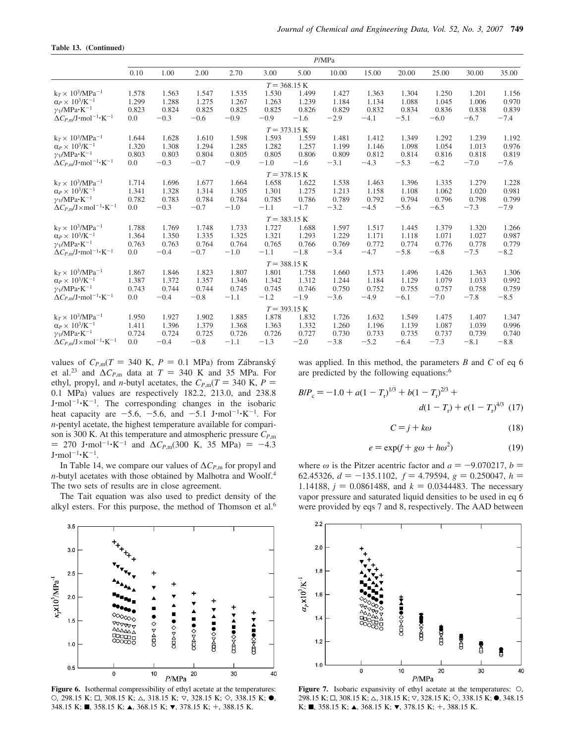**Table 13. (Continued)**

| | P/MPa | | | | | | | | | | | |
|---|---|---|---|---|---|---|---|---|---|---|---|---|
| | 0.10 | 1.00 | 2.00 | 2.70 | 3.00 | 5.00 | 10.00 | 15.00 | 20.00 | 25.00 | 30.00 | 35.00 |
| | | | | | $T$ = 368.15 K | | | | | | | |
| $k_T \times 10^3$/MPa$^{-1}$ | 1.578 | 1.563 | 1.547 | 1.535 | 1.530 | 1.499 | 1.427 | 1.363 | 1.304 | 1.250 | 1.201 | 1.156 |
| $\alpha_P \times 10^3$/K$^{-1}$ | 1.299 | 1.288 | 1.275 | 1.267 | 1.263 | 1.239 | 1.184 | 1.134 | 1.088 | 1.045 | 1.006 | 0.970 |
| $\gamma_V$/MPa·K$^{-1}$ | 0.823 | 0.824 | 0.825 | 0.825 | 0.825 | 0.826 | 0.829 | 0.832 | 0.834 | 0.836 | 0.838 | 0.839 |
| $\Delta C_{P,m}$/J·mol$^{-1}$·K$^{-1}$ | 0.0 | −0.3 | −0.6 | −0.9 | −0.9 | −1.6 | −2.9 | −4.1 | −5.1 | −6.0 | −6.7 | −7.4 |
| | | | | | $T$ = 373.15 K | | | | | | | |
| $k_T \times 10^3$/MPa$^{-1}$ | 1.644 | 1.628 | 1.610 | 1.598 | 1.593 | 1.559 | 1.481 | 1.412 | 1.349 | 1.292 | 1.239 | 1.192 |
| $\alpha_P \times 10^3$/K$^{-1}$ | 1.320 | 1.308 | 1.294 | 1.285 | 1.282 | 1.257 | 1.199 | 1.146 | 1.098 | 1.054 | 1.013 | 0.976 |
| $\gamma_V$/MPa·K$^{-1}$ | 0.803 | 0.803 | 0.804 | 0.805 | 0.805 | 0.806 | 0.809 | 0.812 | 0.814 | 0.816 | 0.818 | 0.819 |
| $\Delta C_{P,m}$/J·mol$^{-1}$·K$^{-1}$ | 0.0 | −0.3 | −0.7 | −0.9 | −1.0 | −1.6 | −3.1 | −4.3 | −5.3 | −6.2 | −7.0 | −7.6 |
| | | | | | $T$ = 378.15 K | | | | | | | |
| $k_T \times 10^3$/MPa$^{-1}$ | 1.714 | 1.696 | 1.677 | 1.664 | 1.658 | 1.622 | 1.538 | 1.463 | 1.396 | 1.335 | 1.279 | 1.228 |
| $\alpha_P \times 10^3$/K$^{-1}$ | 1.341 | 1.328 | 1.314 | 1.305 | 1.301 | 1.275 | 1.213 | 1.158 | 1.108 | 1.062 | 1.020 | 0.981 |
| $\gamma_V$/MPa·K$^{-1}$ | 0.782 | 0.783 | 0.784 | 0.784 | 0.785 | 0.786 | 0.789 | 0.792 | 0.794 | 0.796 | 0.798 | 0.799 |
| $\Delta C_{P,m}$/J×mol$^{-1}$·K$^{-1}$ | 0.0 | −0.3 | −0.7 | −1.0 | −1.1 | −1.7 | −3.2 | −4.5 | −5.6 | −6.5 | −7.3 | −7.9 |
| | | | | | $T$ = 383.15 K | | | | | | | |
| $k_T \times 10^3$/MPa$^{-1}$ | 1.788 | 1.769 | 1.748 | 1.733 | 1.727 | 1.688 | 1.597 | 1.517 | 1.445 | 1.379 | 1.320 | 1.266 |
| $\alpha_P \times 10^3$/K$^{-1}$ | 1.364 | 1.350 | 1.335 | 1.325 | 1.321 | 1.293 | 1.229 | 1.171 | 1.118 | 1.071 | 1.027 | 0.987 |
| $\gamma_V$/MPa·K$^{-1}$ | 0.763 | 0.763 | 0.764 | 0.764 | 0.765 | 0.766 | 0.769 | 0.772 | 0.774 | 0.776 | 0.778 | 0.779 |
| $\Delta C_{P,m}$/J·mol$^{-1}$·K$^{-1}$ | 0.0 | −0.4 | −0.7 | −1.0 | −1.1 | −1.8 | −3.4 | −4.7 | −5.8 | −6.8 | −7.5 | −8.2 |
| | | | | | $T$ = 388.15 K | | | | | | | |
| $k_T \times 10^3$/MPa$^{-1}$ | 1.867 | 1.846 | 1.823 | 1.807 | 1.801 | 1.758 | 1.660 | 1.573 | 1.496 | 1.426 | 1.363 | 1.306 |
| $\alpha_P \times 10^3$/K$^{-1}$ | 1.387 | 1.372 | 1.357 | 1.346 | 1.342 | 1.312 | 1.244 | 1.184 | 1.129 | 1.079 | 1.033 | 0.992 |
| $\gamma_V$/MPa·K$^{-1}$ | 0.743 | 0.744 | 0.744 | 0.745 | 0.745 | 0.746 | 0.750 | 0.752 | 0.755 | 0.757 | 0.758 | 0.759 |
| $\Delta C_{P,m}$/J·mol$^{-1}$·K$^{-1}$ | 0.0 | −0.4 | −0.8 | −1.1 | −1.2 | −1.9 | −3.6 | −4.9 | −6.1 | −7.0 | −7.8 | −8.5 |
| | | | | | $T$ = 393.15 K | | | | | | | |
| $k_T \times 10^3$/MPa$^{-1}$ | 1.950 | 1.927 | 1.902 | 1.885 | 1.878 | 1.832 | 1.726 | 1.632 | 1.549 | 1.475 | 1.407 | 1.347 |
| $\alpha_P \times 10^3$/K$^{-1}$ | 1.411 | 1.396 | 1.379 | 1.368 | 1.363 | 1.332 | 1.260 | 1.196 | 1.139 | 1.087 | 1.039 | 0.996 |
| $\gamma_V$/MPa·K$^{-1}$ | 0.724 | 0.724 | 0.725 | 0.726 | 0.726 | 0.727 | 0.730 | 0.733 | 0.735 | 0.737 | 0.739 | 0.740 |
| $\Delta C_{P,m}$/J×mol$^{-1}$·K$^{-1}$ | 0.0 | −0.4 | −0.8 | −1.1 | −1.3 | −2.0 | −3.8 | −5.2 | −6.4 | −7.3 | −8.1 | −8.8 |

values of $C_{P,m}(T = 340$ K, $P = 0.1$ MPa) from Zábranský et al.[23] and $\Delta C_{P,m}$ data at $T = 340$ K and 35 MPa. For ethyl, propyl, and *n*-butyl acetates, the $C_{P,m}(T = 340$ K, $P = 0.1$ MPa) values are respectively 182.2, 213.0, and 238.8 J·mol$^{-1}$·K$^{-1}$. The corresponding changes in the isobaric heat capacity are −5.6, −5.6, and −5.1 J·mol$^{-1}$·K$^{-1}$. For *n*-pentyl acetate, the highest temperature available for comparison is 300 K. At this temperature and atmospheric pressure $C_{P,m}$ = 270 J·mol$^{-1}$·K$^{-1}$ and $\Delta C_{P,m}$(300 K, 35 MPa) = −4.3 J·mol$^{-1}$·K$^{-1}$.

In Table 14, we compare our values of $\Delta C_{P,m}$ for propyl and *n*-butyl acetates with those obtained by Malhotra and Woolf.[4] The two sets of results are in close agreement.

The Tait equation was also used to predict density of the alkyl esters. For this purpose, the method of Thomson et al.[6] was applied. In this method, the parameters $B$ and $C$ of eq 6 are predicted by the following equations:[6]

$$B/P_c = -1.0 + a(1 - T_r)^{1/3} + b(1 - T_r)^{2/3} + d(1 - T_r) + e(1 - T_r)^{4/3} \quad (17)$$

$$C = j + k\omega \quad (18)$$

$$e = \exp(f + g\omega + h\omega^2) \quad (19)$$

where $\omega$ is the Pitzer acentric factor and $a = -9.070217$, $b = 62.45326$, $d = -135.1102$, $f = 4.79594$, $g = 0.250047$, $h = 1.14188$, $j = 0.0861488$, and $k = 0.0344483$. The necessary vapor pressure and saturated liquid densities to be used in eq 6 were provided by eqs 7 and 8, respectively. The AAD between

**Figure 6.** Isothermal compressibility of ethyl acetate at the temperatures: ○, 298.15 K; □, 308.15 K; △, 318.15 K; ▽, 328.15 K; ◇, 338.15 K; ●, 348.15 K; ■, 358.15 K; ▲, 368.15 K; ▼, 378.15 K; +, 388.15 K.

**Figure 7.** Isobaric expansivity of ethyl acetate at the temperatures: ○, 298.15 K; □, 308.15 K; △, 318.15 K; ▽, 328.15 K; ◇, 338.15 K; ●, 348.15 K; ■, 358.15 K; ▲, 368.15 K; ▼, 378.15 K; +, 388.15 K.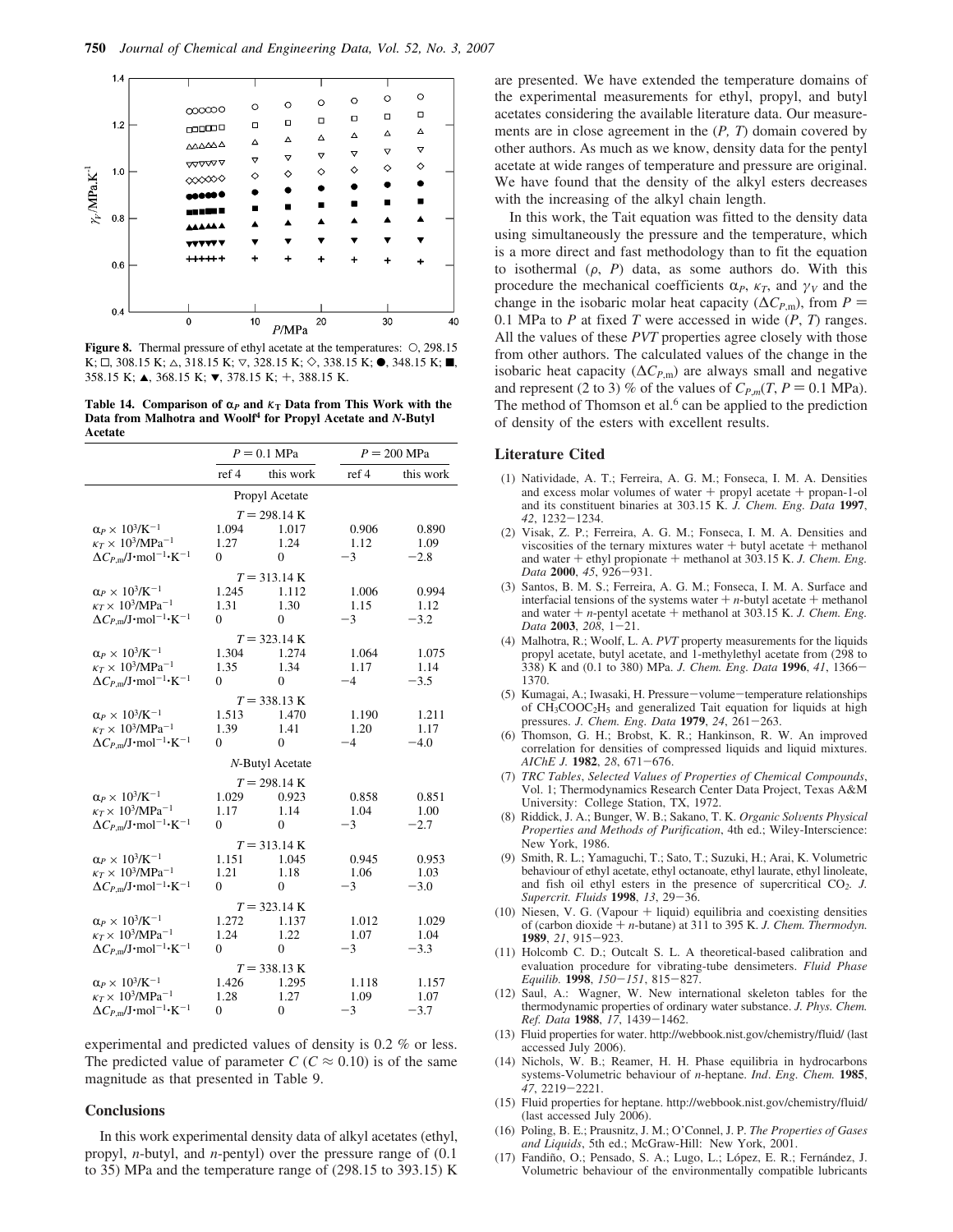**Figure 8.** Thermal pressure of ethyl acetate at the temperatures: ○, 298.15 K; □, 308.15 K; △, 318.15 K; ▽, 328.15 K; ◇, 338.15 K; ●, 348.15 K; ■, 358.15 K; ▲, 368.15 K; ▼, 378.15 K; +, 388.15 K.

**Table 14. Comparison of $\alpha_P$ and $\kappa_T$ Data from This Work with the Data from Malhotra and Woolf[4] for Propyl Acetate and N-Butyl Acetate**

| | $P = 0.1$ MPa | | $P = 200$ MPa | |
|---|---|---|---|---|
| | ref 4 | this work | ref 4 | this work |
| **Propyl Acetate** | | | | |
| $T = 298.14$ K | | | | |
| $\alpha_P \times 10^3$/K$^{-1}$ | 1.094 | 1.017 | 0.906 | 0.890 |
| $\kappa_T \times 10^3$/MPa$^{-1}$ | 1.27 | 1.24 | 1.12 | 1.09 |
| $\Delta C_{P,m}$/J·mol$^{-1}$·K$^{-1}$ | 0 | 0 | −3 | −2.8 |
| $T = 313.14$ K | | | | |
| $\alpha_P \times 10^3$/K$^{-1}$ | 1.245 | 1.112 | 1.006 | 0.994 |
| $\kappa_T \times 10^3$/MPa$^{-1}$ | 1.31 | 1.30 | 1.15 | 1.12 |
| $\Delta C_{P,m}$/J·mol$^{-1}$·K$^{-1}$ | 0 | 0 | −3 | −3.2 |
| $T = 323.14$ K | | | | |
| $\alpha_P \times 10^3$/K$^{-1}$ | 1.304 | 1.274 | 1.064 | 1.075 |
| $\kappa_T \times 10^3$/MPa$^{-1}$ | 1.35 | 1.34 | 1.17 | 1.14 |
| $\Delta C_{P,m}$/J·mol$^{-1}$·K$^{-1}$ | 0 | 0 | −4 | −3.5 |
| $T = 338.13$ K | | | | |
| $\alpha_P \times 10^3$/K$^{-1}$ | 1.513 | 1.470 | 1.190 | 1.211 |
| $\kappa_T \times 10^3$/MPa$^{-1}$ | 1.39 | 1.41 | 1.20 | 1.17 |
| $\Delta C_{P,m}$/J·mol$^{-1}$·K$^{-1}$ | 0 | 0 | −4 | −4.0 |
| **N-Butyl Acetate** | | | | |
| $T = 298.14$ K | | | | |
| $\alpha_P \times 10^3$/K$^{-1}$ | 1.029 | 0.923 | 0.858 | 0.851 |
| $\kappa_T \times 10^3$/MPa$^{-1}$ | 1.17 | 1.14 | 1.04 | 1.00 |
| $\Delta C_{P,m}$/J·mol$^{-1}$·K$^{-1}$ | 0 | 0 | −3 | −2.7 |
| $T = 313.14$ K | | | | |
| $\alpha_P \times 10^3$/K$^{-1}$ | 1.151 | 1.045 | 0.945 | 0.953 |
| $\kappa_T \times 10^3$/MPa$^{-1}$ | 1.21 | 1.18 | 1.06 | 1.03 |
| $\Delta C_{P,m}$/J·mol$^{-1}$·K$^{-1}$ | 0 | 0 | −3 | −3.0 |
| $T = 323.14$ K | | | | |
| $\alpha_P \times 10^3$/K$^{-1}$ | 1.272 | 1.137 | 1.012 | 1.029 |
| $\kappa_T \times 10^3$/MPa$^{-1}$ | 1.24 | 1.22 | 1.07 | 1.04 |
| $\Delta C_{P,m}$/J·mol$^{-1}$·K$^{-1}$ | 0 | 0 | −3 | −3.3 |
| $T = 338.13$ K | | | | |
| $\alpha_P \times 10^3$/K$^{-1}$ | 1.426 | 1.295 | 1.118 | 1.157 |
| $\kappa_T \times 10^3$/MPa$^{-1}$ | 1.28 | 1.27 | 1.09 | 1.07 |
| $\Delta C_{P,m}$/J·mol$^{-1}$·K$^{-1}$ | 0 | 0 | −3 | −3.7 |

experimental and predicted values of density is 0.2 % or less. The predicted value of parameter $C$ ($C \approx 0.10$) is of the same magnitude as that presented in Table 9.

## Conclusions

In this work experimental density data of alkyl acetates (ethyl, propyl, *n*-butyl, and *n*-pentyl) over the pressure range of (0.1 to 35) MPa and the temperature range of (298.15 to 393.15) K are presented. We have extended the temperature domains of the experimental measurements for ethyl, propyl, and butyl acetates considering the available literature data. Our measurements are in close agreement in the ($P$, $T$) domain covered by other authors. As much as we know, density data for the pentyl acetate at wide ranges of temperature and pressure are original. We have found that the density of the alkyl esters decreases with the increasing of the alkyl chain length.

In this work, the Tait equation was fitted to the density data using simultaneously the pressure and the temperature, which is a more direct and fast methodology than to fit the equation to isothermal ($\rho$, $P$) data, as some authors do. With this procedure the mechanical coefficients $\alpha_P$, $\kappa_T$, and $\gamma_V$ and the change in the isobaric molar heat capacity ($\Delta C_{P,m}$), from $P$ = 0.1 MPa to $P$ at fixed $T$ were accessed in wide ($P$, $T$) ranges. All the values of these *PVT* properties agree closely with those from other authors. The calculated values of the change in the isobaric heat capacity ($\Delta C_{P,m}$) are always small and negative and represent (2 to 3) % of the values of $C_{P,m}(T, P = 0.1 \text{ MPa})$. The method of Thomson et al.[6] can be applied to the prediction of density of the esters with excellent results.

## Literature Cited

(1) Natividade, A. T.; Ferreira, A. G. M.; Fonseca, I. M. A. Densities and excess molar volumes of water + propyl acetate + propan-1-ol and its constituent binaries at 303.15 K. *J. Chem. Eng. Data* **1997**, *42*, 1232−1234.

(2) Visak, Z. P.; Ferreira, A. G. M.; Fonseca, I. M. A. Densities and viscosities of the ternary mixtures water + butyl acetate + methanol and water + ethyl propionate + methanol at 303.15 K. *J. Chem. Eng. Data* **2000**, *45*, 926−931.

(3) Santos, B. M. S.; Ferreira, A. G. M.; Fonseca, I. M. A. Surface and interfacial tensions of the systems water + *n*-butyl acetate + methanol and water + *n*-pentyl acetate + methanol at 303.15 K. *J. Chem. Eng. Data* **2003**, *208*, 1−21.

(4) Malhotra, R.; Woolf, L. A. *PVT* property measurements for the liquids propyl acetate, butyl acetate, and 1-methylethyl acetate from (298 to 338) K and (0.1 to 380) MPa. *J. Chem. Eng. Data* **1996**, *41*, 1366−1370.

(5) Kumagai, A.; Iwasaki, H. Pressure−volume−temperature relationships of $CH_3COOC_2H_5$ and generalized Tait equation for liquids at high pressures. *J. Chem. Eng. Data* **1979**, *24*, 261−263.

(6) Thomson, G. H.; Brobst, K. R.; Hankinson, R. W. An improved correlation for densities of compressed liquids and liquid mixtures. *AIChE J.* **1982**, *28*, 671−676.

(7) *TRC Tables*, *Selected Values of Properties of Chemical Compounds*, Vol. 1; Thermodynamics Research Center Data Project, Texas A&M University: College Station, TX, 1972.

(8) Riddick, J. A.; Bunger, W. B.; Sakano, T. K. *Organic Solvents Physical Properties and Methods of Purification*, 4th ed.; Wiley-Interscience: New York, 1986.

(9) Smith, R. L.; Yamaguchi, T.; Sato, T.; Suzuki, H.; Arai, K. Volumetric behaviour of ethyl acetate, ethyl octanoate, ethyl laurate, ethyl linoleate, and fish oil ethyl esters in the presence of supercritical $CO_2$. *J. Supercrit. Fluids* **1998**, *13*, 29−36.

(10) Niesen, V. G. (Vapour + liquid) equilibria and coexisting densities of (carbon dioxide + *n*-butane) at 311 to 395 K. *J. Chem. Thermodyn.* **1989**, *21*, 915−923.

(11) Holcomb C. D.; Outcalt S. L. A theoretical-based calibration and evaluation procedure for vibrating-tube densimeters. *Fluid Phase Equilib.* **1998**, *150*−*151*, 815−827.

(12) Saul, A.: Wagner, W. New international skeleton tables for the thermodynamic properties of ordinary water substance. *J. Phys. Chem. Ref. Data* **1988**, *17*, 1439−1462.

(13) Fluid properties for water. http://webbook.nist.gov/chemistry/fluid/ (last accessed July 2006).

(14) Nichols, W. B.; Reamer, H. H. Phase equilibria in hydrocarbons systems-Volumetric behaviour of *n*-heptane. *Ind. Eng. Chem.* **1985**, *47*, 2219−2221.

(15) Fluid properties for heptane. http://webbook.nist.gov/chemistry/fluid/ (last accessed July 2006).

(16) Poling, B. E.; Prausnitz, J. M.; O'Connel, J. P. *The Properties of Gases and Liquids*, 5th ed.; McGraw-Hill: New York, 2001.

(17) Fandiño, O.; Pensado, S. A.; Lugo, L.; López, E. R.; Fernández, J. Volumetric behaviour of the environmentally compatible lubricants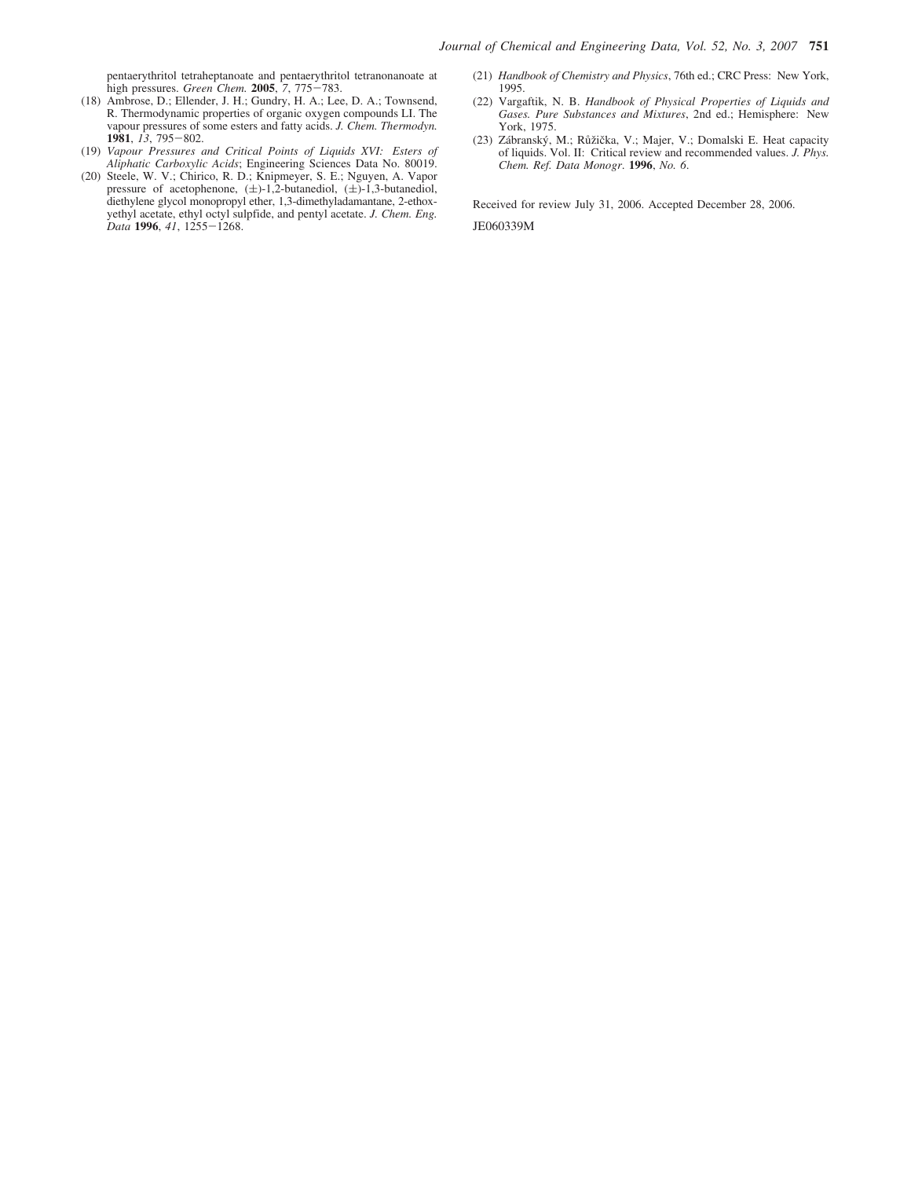pentaerythritol tetraheptanoate and pentaerythritol tetranonanoate at high pressures. *Green Chem.* **2005**, *7*, 775−783.

(18) Ambrose, D.; Ellender, J. H.; Gundry, H. A.; Lee, D. A.; Townsend, R. Thermodynamic properties of organic oxygen compounds LI. The vapour pressures of some esters and fatty acids. *J. Chem. Thermodyn.* **1981**, *13*, 795−802.

(19) *Vapour Pressures and Critical Points of Liquids XVI: Esters of Aliphatic Carboxylic Acids*; Engineering Sciences Data No. 80019.

(20) Steele, W. V.; Chirico, R. D.; Knipmeyer, S. E.; Nguyen, A. Vapor pressure of acetophenone, (±)-1,2-butanediol, (±)-1,3-butanediol, diethylene glycol monopropyl ether, 1,3-dimethyladamantane, 2-ethoxyethyl acetate, ethyl octyl sulpfide, and pentyl acetate. *J. Chem. Eng. Data* **1996**, *41*, 1255−1268.

(21) *Handbook of Chemistry and Physics*, 76th ed.; CRC Press: New York, 1995.

(22) Vargaftik, N. B. *Handbook of Physical Properties of Liquids and Gases. Pure Substances and Mixtures*, 2nd ed.; Hemisphere: New York, 1975.

(23) Zábranský, M.; Růžička, V.; Majer, V.; Domalski E. Heat capacity of liquids. Vol. II: Critical review and recommended values. *J. Phys. Chem. Ref. Data Monogr*. **1996**, *No. 6*.

Received for review July 31, 2006. Accepted December 28, 2006.

JE060339M